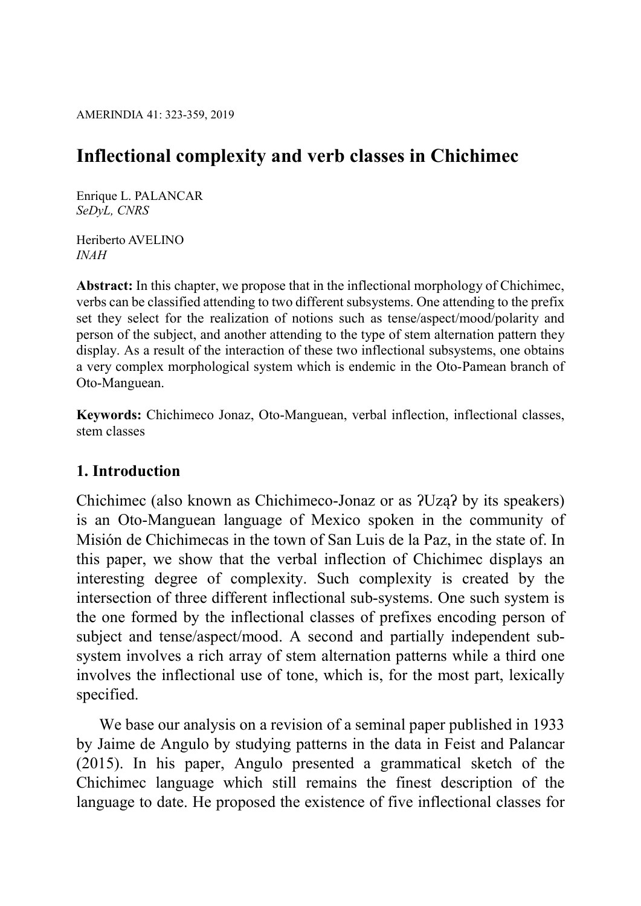# Inflectional complexity and verb classes in Chichimec

Enrique L. PALANCAR
*SeDyL, CNRS*

Heriberto AVELINO
*INAH*

**Abstract:** In this chapter, we propose that in the inflectional morphology of Chichimec, verbs can be classified attending to two different subsystems. One attending to the prefix set they select for the realization of notions such as tense/aspect/mood/polarity and person of the subject, and another attending to the type of stem alternation pattern they display. As a result of the interaction of these two inflectional subsystems, one obtains a very complex morphological system which is endemic in the Oto-Pamean branch of Oto-Manguean.

**Keywords:** Chichimeco Jonaz, Oto-Manguean, verbal inflection, inflectional classes, stem classes

## 1. Introduction

Chichimec (also known as Chichimeco-Jonaz or as ʔUząʔ by its speakers) is an Oto-Manguean language of Mexico spoken in the community of Misión de Chichimecas in the town of San Luis de la Paz, in the state of. In this paper, we show that the verbal inflection of Chichimec displays an interesting degree of complexity. Such complexity is created by the intersection of three different inflectional sub-systems. One such system is the one formed by the inflectional classes of prefixes encoding person of subject and tense/aspect/mood. A second and partially independent sub-system involves a rich array of stem alternation patterns while a third one involves the inflectional use of tone, which is, for the most part, lexically specified.

We base our analysis on a revision of a seminal paper published in 1933 by Jaime de Angulo by studying patterns in the data in Feist and Palancar (2015). In his paper, Angulo presented a grammatical sketch of the Chichimec language which still remains the finest description of the language to date. He proposed the existence of five inflectional classes for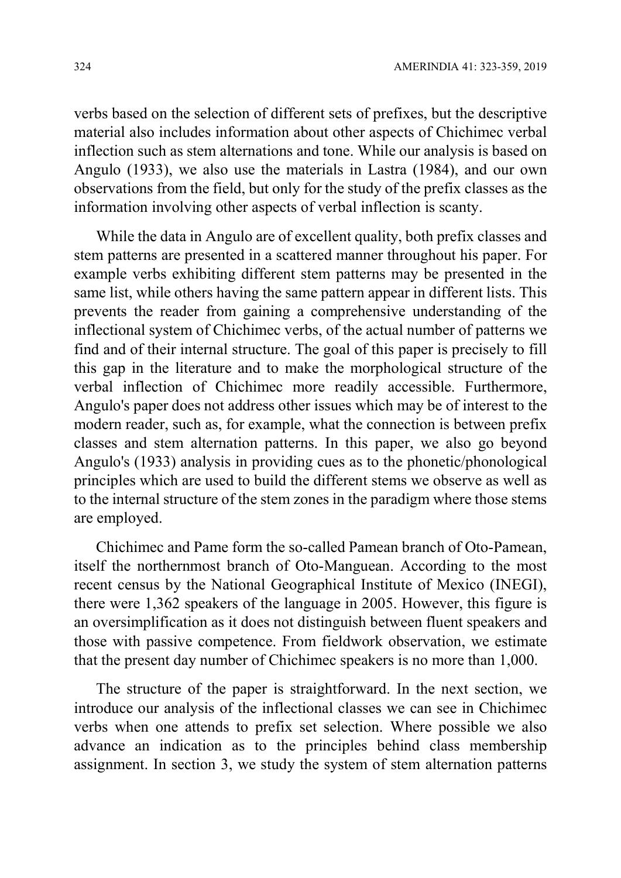verbs based on the selection of different sets of prefixes, but the descriptive material also includes information about other aspects of Chichimec verbal inflection such as stem alternations and tone. While our analysis is based on Angulo (1933), we also use the materials in Lastra (1984), and our own observations from the field, but only for the study of the prefix classes as the information involving other aspects of verbal inflection is scanty.

While the data in Angulo are of excellent quality, both prefix classes and stem patterns are presented in a scattered manner throughout his paper. For example verbs exhibiting different stem patterns may be presented in the same list, while others having the same pattern appear in different lists. This prevents the reader from gaining a comprehensive understanding of the inflectional system of Chichimec verbs, of the actual number of patterns we find and of their internal structure. The goal of this paper is precisely to fill this gap in the literature and to make the morphological structure of the verbal inflection of Chichimec more readily accessible. Furthermore, Angulo's paper does not address other issues which may be of interest to the modern reader, such as, for example, what the connection is between prefix classes and stem alternation patterns. In this paper, we also go beyond Angulo's (1933) analysis in providing cues as to the phonetic/phonological principles which are used to build the different stems we observe as well as to the internal structure of the stem zones in the paradigm where those stems are employed.

Chichimec and Pame form the so-called Pamean branch of Oto-Pamean, itself the northernmost branch of Oto-Manguean. According to the most recent census by the National Geographical Institute of Mexico (INEGI), there were 1,362 speakers of the language in 2005. However, this figure is an oversimplification as it does not distinguish between fluent speakers and those with passive competence. From fieldwork observation, we estimate that the present day number of Chichimec speakers is no more than 1,000.

The structure of the paper is straightforward. In the next section, we introduce our analysis of the inflectional classes we can see in Chichimec verbs when one attends to prefix set selection. Where possible we also advance an indication as to the principles behind class membership assignment. In section 3, we study the system of stem alternation patterns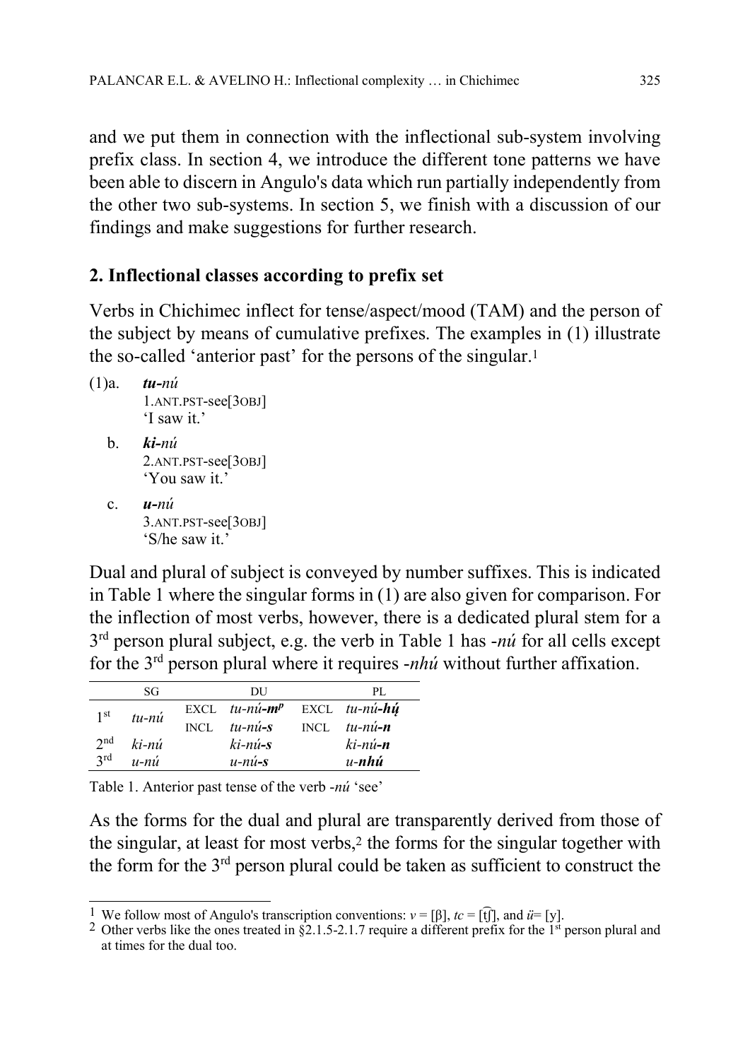and we put them in connection with the inflectional sub-system involving prefix class. In section 4, we introduce the different tone patterns we have been able to discern in Angulo's data which run partially independently from the other two sub-systems. In section 5, we finish with a discussion of our findings and make suggestions for further research.

## 2. Inflectional classes according to prefix set

Verbs in Chichimec inflect for tense/aspect/mood (TAM) and the person of the subject by means of cumulative prefixes. The examples in (1) illustrate the so-called 'anterior past' for the persons of the singular.[1]

(1)a. ***tu-****nú*
1.ANT.PST-see[3OBJ]
'I saw it.'

b. ***ki-****nú*
2.ANT.PST-see[3OBJ]
'You saw it.'

c. ***u-****nú*
3.ANT.PST-see[3OBJ]
'S/he saw it.'

Dual and plural of subject is conveyed by number suffixes. This is indicated in Table 1 where the singular forms in (1) are also given for comparison. For the inflection of most verbs, however, there is a dedicated plural stem for a 3rd person plural subject, e.g. the verb in Table 1 has *-nú* for all cells except for the 3rd person plural where it requires *-nhú* without further affixation.

| | SG | | DU | | PL |
|---|---|---|---|---|---|
| 1st | *tu-nú* | EXCL | *tu-nú-**m**[p]* | EXCL | *tu-nú-**hų́*** |
| | | INCL | *tu-nú-**s*** | INCL | *tu-nú-**n*** |
| 2nd | *ki-nú* | | *ki-nú-**s*** | | *ki-nú-**n*** |
| 3rd | *u-nú* | | *u-nú-**s*** | | *u-**nhú*** |

Table 1. Anterior past tense of the verb *-nú* 'see'

As the forms for the dual and plural are transparently derived from those of the singular, at least for most verbs,[2] the forms for the singular together with the form for the 3rd person plural could be taken as sufficient to construct the

---

[1] We follow most of Angulo's transcription conventions: *v* = [β], *tc* = [t͡ʃ], and *ü*= [y].

[2] Other verbs like the ones treated in §2.1.5-2.1.7 require a different prefix for the 1st person plural and at times for the dual too.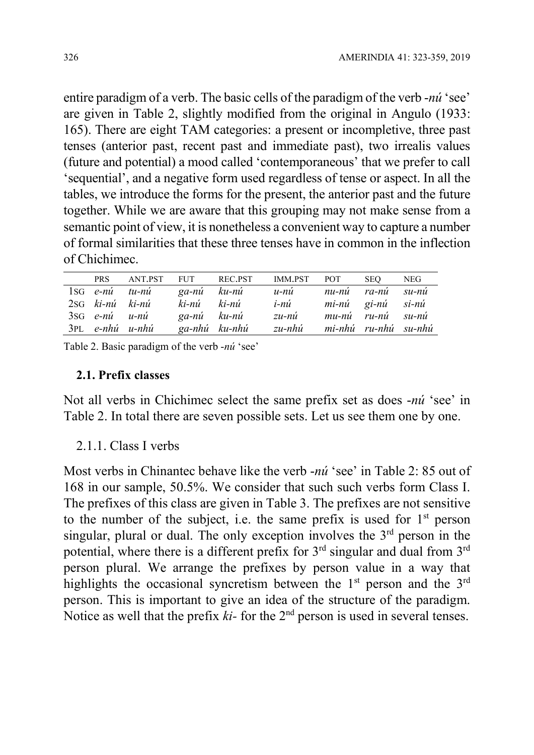entire paradigm of a verb. The basic cells of the paradigm of the verb -*nú* 'see' are given in Table 2, slightly modified from the original in Angulo (1933: 165). There are eight TAM categories: a present or incompletive, three past tenses (anterior past, recent past and immediate past), two irrealis values (future and potential) a mood called 'contemporaneous' that we prefer to call 'sequential', and a negative form used regardless of tense or aspect. In all the tables, we introduce the forms for the present, the anterior past and the future together. While we are aware that this grouping may not make sense from a semantic point of view, it is nonetheless a convenient way to capture a number of formal similarities that these three tenses have in common in the inflection of Chichimec.

| | PRS | ANT.PST | FUT | REC.PST | IMM.PST | POT | SEQ | NEG |
|---|---|---|---|---|---|---|---|---|
| 1SG | *e-nú* | *tu-nú* | *ga-nú* | *ku-nú* | *u-nú* | *nu-nú* | *ra-nú* | *su-nú* |
| 2SG | *ki-nú* | *ki-nú* | *ki-nú* | *ki-nú* | *i-nú* | *mi-nú* | *gi-nú* | *si-nú* |
| 3SG | *e-nú* | *u-nú* | *ga-nú* | *ku-nú* | *zu-nú* | *mu-nú* | *ru-nú* | *su-nú* |
| 3PL | *e-nhú* | *u-nhú* | *ga-nhú* | *ku-nhú* | *zu-nhú* | *mi-nhú* | *ru-nhú* | *su-nhú* |

Table 2. Basic paradigm of the verb -*nú* 'see'

### 2.1. Prefix classes

Not all verbs in Chichimec select the same prefix set as does -*nú* 'see' in Table 2. In total there are seven possible sets. Let us see them one by one.

#### 2.1.1. Class I verbs

Most verbs in Chinantec behave like the verb -*nú* 'see' in Table 2: 85 out of 168 in our sample, 50.5%. We consider that such such verbs form Class I. The prefixes of this class are given in Table 3. The prefixes are not sensitive to the number of the subject, i.e. the same prefix is used for 1st person singular, plural or dual. The only exception involves the 3rd person in the potential, where there is a different prefix for 3rd singular and dual from 3rd person plural. We arrange the prefixes by person value in a way that highlights the occasional syncretism between the 1st person and the 3rd person. This is important to give an idea of the structure of the paradigm. Notice as well that the prefix *ki-* for the 2nd person is used in several tenses.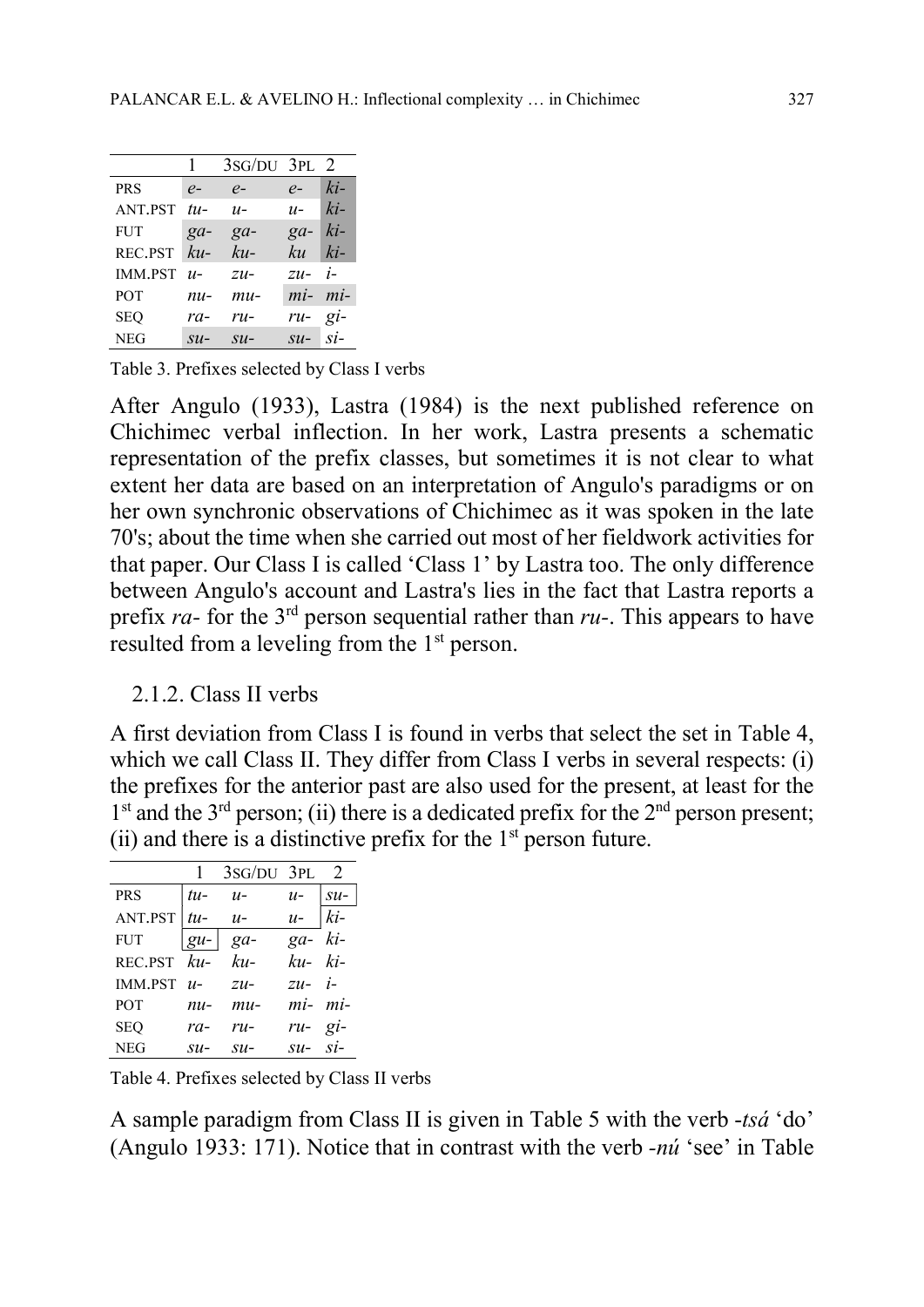| | 1 | 3SG/DU | 3PL | 2 |
|---|---|---|---|---|
| PRS | *e-* | *e-* | *e-* | *ki-* |
| ANT.PST | *tu-* | *u-* | *u-* | *ki-* |
| FUT | *ga-* | *ga-* | *ga-* | *ki-* |
| REC.PST | *ku-* | *ku-* | *ku* | *ki-* |
| IMM.PST | *u-* | *zu-* | *zu-* | *i-* |
| POT | *nu-* | *mu-* | *mi-* | *mi-* |
| SEQ | *ra-* | *ru-* | *ru-* | *gi-* |
| NEG | *su-* | *su-* | *su-* | *si-* |

Table 3. Prefixes selected by Class I verbs

After Angulo (1933), Lastra (1984) is the next published reference on Chichimec verbal inflection. In her work, Lastra presents a schematic representation of the prefix classes, but sometimes it is not clear to what extent her data are based on an interpretation of Angulo's paradigms or on her own synchronic observations of Chichimec as it was spoken in the late 70's; about the time when she carried out most of her fieldwork activities for that paper. Our Class I is called 'Class 1' by Lastra too. The only difference between Angulo's account and Lastra's lies in the fact that Lastra reports a prefix *ra-* for the 3rd person sequential rather than *ru-*. This appears to have resulted from a leveling from the 1st person.

### 2.1.2. Class II verbs

A first deviation from Class I is found in verbs that select the set in Table 4, which we call Class II. They differ from Class I verbs in several respects: (i) the prefixes for the anterior past are also used for the present, at least for the 1st and the 3rd person; (ii) there is a dedicated prefix for the 2nd person present; (ii) and there is a distinctive prefix for the 1st person future.

| | 1 | 3SG/DU | 3PL | 2 |
|---|---|---|---|---|
| PRS | *tu-* | *u-* | *u-* | *su-* |
| ANT.PST | *tu-* | *u-* | *u-* | *ki-* |
| FUT | *gu-* | *ga-* | *ga-* | *ki-* |
| REC.PST | *ku-* | *ku-* | *ku-* | *ki-* |
| IMM.PST | *u-* | *zu-* | *zu-* | *i-* |
| POT | *nu-* | *mu-* | *mi-* | *mi-* |
| SEQ | *ra-* | *ru-* | *ru-* | *gi-* |
| NEG | *su-* | *su-* | *su-* | *si-* |

Table 4. Prefixes selected by Class II verbs

A sample paradigm from Class II is given in Table 5 with the verb *-tsá* 'do' (Angulo 1933: 171). Notice that in contrast with the verb *-nú* 'see' in Table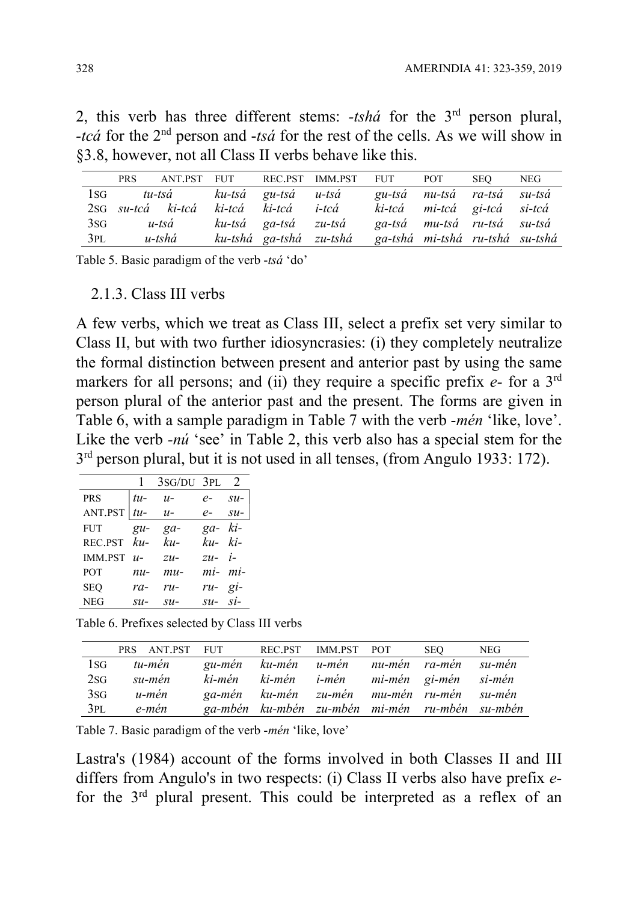2, this verb has three different stems: *-tshá* for the 3rd person plural, *-tcá* for the 2nd person and *-tsá* for the rest of the cells. As we will show in §3.8, however, not all Class II verbs behave like this.

| | PRS | ANT.PST | FUT | REC.PST | IMM.PST | FUT | POT | SEQ | NEG |
|---|---|---|---|---|---|---|---|---|---|
| 1SG | *tu-tsá* | | *ku-tsá* | *gu-tsá* | *u-tsá* | *gu-tsá* | *nu-tsá* | *ra-tsá* | *su-tsá* |
| 2SG | *su-tcá* | *ki-tcá* | *ki-tcá* | *ki-tcá* | *i-tcá* | *ki-tcá* | *mi-tcá* | *gi-tcá* | *si-tcá* |
| 3SG | *u-tsá* | | *ku-tsá* | *ga-tsá* | *zu-tsá* | *ga-tsá* | *mu-tsá* | *ru-tsá* | *su-tsá* |
| 3PL | *u-tshá* | | *ku-tshá* | *ga-tshá* | *zu-tshá* | *ga-tshá* | *mi-tshá* | *ru-tshá* | *su-tshá* |

Table 5. Basic paradigm of the verb *-tsá* 'do'

### 2.1.3. Class III verbs

A few verbs, which we treat as Class III, select a prefix set very similar to Class II, but with two further idiosyncrasies: (i) they completely neutralize the formal distinction between present and anterior past by using the same markers for all persons; and (ii) they require a specific prefix *e-* for a 3rd person plural of the anterior past and the present. The forms are given in Table 6, with a sample paradigm in Table 7 with the verb *-mén* 'like, love'. Like the verb *-nú* 'see' in Table 2, this verb also has a special stem for the 3rd person plural, but it is not used in all tenses, (from Angulo 1933: 172).

| | 1 | 3SG/DU | 3PL | 2 |
|---|---|---|---|---|
| PRS | *tu-* | *u-* | *e-* | *su-* |
| ANT.PST | *tu-* | *u-* | *e-* | *su-* |
| FUT | *gu-* | *ga-* | *ga-* | *ki-* |
| REC.PST | *ku-* | *ku-* | *ku-* | *ki-* |
| IMM.PST | *u-* | *zu-* | *zu-* | *i-* |
| POT | *nu-* | *mu-* | *mi-* | *mi-* |
| SEQ | *ra-* | *ru-* | *ru-* | *gi-* |
| NEG | *su-* | *su-* | *su-* | *si-* |

Table 6. Prefixes selected by Class III verbs

| | PRS ANT.PST | FUT | REC.PST | IMM.PST | POT | SEQ | NEG |
|---|---|---|---|---|---|---|---|
| 1SG | *tu-mén* | *gu-mén* | *ku-mén* | *u-mén* | *nu-mén* | *ra-mén* | *su-mén* |
| 2SG | *su-mén* | *ki-mén* | *ki-mén* | *i-mén* | *mi-mén* | *gi-mén* | *si-mén* |
| 3SG | *u-mén* | *ga-mén* | *ku-mén* | *zu-mén* | *mu-mén* | *ru-mén* | *su-mén* |
| 3PL | *e-mén* | *ga-mbén* | *ku-mbén* | *zu-mbén* | *mi-mén* | *ru-mbén* | *su-mbén* |

Table 7. Basic paradigm of the verb *-mén* 'like, love'

Lastra's (1984) account of the forms involved in both Classes II and III differs from Angulo's in two respects: (i) Class II verbs also have prefix *e-* for the 3rd plural present. This could be interpreted as a reflex of an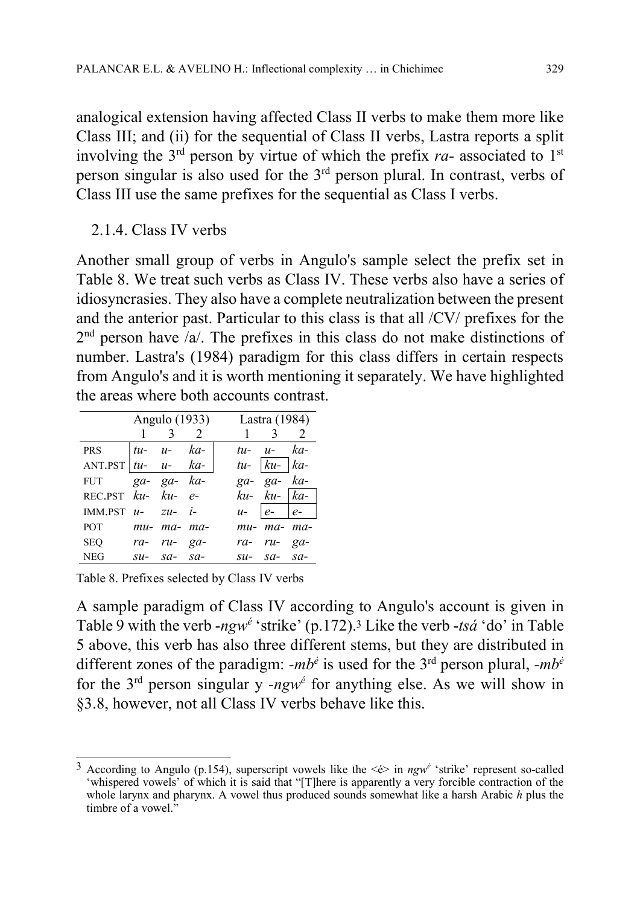analogical extension having affected Class II verbs to make them more like Class III; and (ii) for the sequential of Class II verbs, Lastra reports a split involving the 3rd person by virtue of which the prefix *ra-* associated to 1st person singular is also used for the 3rd person plural. In contrast, verbs of Class III use the same prefixes for the sequential as Class I verbs.

### 2.1.4. Class IV verbs

Another small group of verbs in Angulo's sample select the prefix set in Table 8. We treat such verbs as Class IV. These verbs also have a series of idiosyncrasies. They also have a complete neutralization between the present and the anterior past. Particular to this class is that all /CV/ prefixes for the 2nd person have /a/. The prefixes in this class do not make distinctions of number. Lastra's (1984) paradigm for this class differs in certain respects from Angulo's and it is worth mentioning it separately. We have highlighted the areas where both accounts contrast.

| | Angulo (1933) | | | Lastra (1984) | | |
|---|---|---|---|---|---|---|
| | 1 | 3 | 2 | 1 | 3 | 2 |
| PRS | *tu-* | *u-* | *ka-* | *tu-* | *u-* | *ka-* |
| ANT.PST | *tu-* | *u-* | *ka-* | *tu-* | *ku-* | *ka-* |
| FUT | *ga-* | *ga-* | *ka-* | *ga-* | *ga-* | *ka-* |
| REC.PST | *ku-* | *ku-* | *e-* | *ku-* | *ku-* | *ka-* |
| IMM.PST | *u-* | *zu-* | *i-* | *u-* | *e-* | *e-* |
| POT | *mu-* | *ma-* | *ma-* | *mu-* | *ma-* | *ma-* |
| SEQ | *ra-* | *ru-* | *ga-* | *ra-* | *ru-* | *ga-* |
| NEG | *su-* | *sa-* | *sa-* | *su-* | *sa-* | *sa-* |

Table 8. Prefixes selected by Class IV verbs

A sample paradigm of Class IV according to Angulo's account is given in Table 9 with the verb *-ngwé* 'strike' (p.172).[3] Like the verb *-tsá* 'do' in Table 5 above, this verb has also three different stems, but they are distributed in different zones of the paradigm: *-mbé* is used for the 3rd person plural, *-mbé* for the 3rd person singular y *-ngwé* for anything else. As we will show in §3.8, however, not all Class IV verbs behave like this.

[3] According to Angulo (p.154), superscript vowels like the <é> in *ngwé* 'strike' represent so-called 'whispered vowels' of which it is said that "[T]here is apparently a very forcible contraction of the whole larynx and pharynx. A vowel thus produced sounds somewhat like a harsh Arabic *h* plus the timbre of a vowel."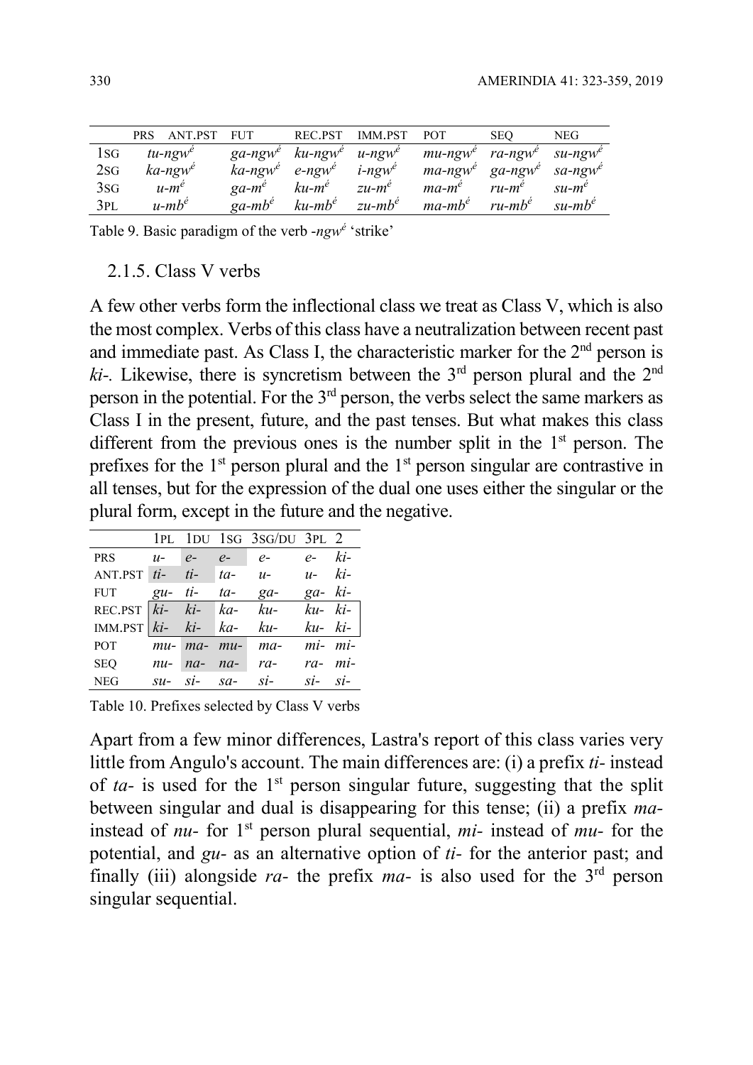| | PRS ANT.PST | FUT | REC.PST | IMM.PST | POT | SEQ | NEG |
|---|---|---|---|---|---|---|---|
| 1SG | *tu-ngw*$^{\acute{e}}$ | *ga-ngw*$^{\acute{e}}$ | *ku-ngw*$^{\acute{e}}$ | *u-ngw*$^{\acute{e}}$ | *mu-ngw*$^{\acute{e}}$ | *ra-ngw*$^{\acute{e}}$ | *su-ngw*$^{\acute{e}}$ |
| 2SG | *ka-ngw*$^{\acute{e}}$ | *ka-ngw*$^{\acute{e}}$ | *e-ngw*$^{\acute{e}}$ | *i-ngw*$^{\acute{e}}$ | *ma-ngw*$^{\acute{e}}$ | *ga-ngw*$^{\acute{e}}$ | *sa-ngw*$^{\acute{e}}$ |
| 3SG | *u-m*$^{\acute{e}}$ | *ga-m*$^{\acute{e}}$ | *ku-m*$^{\acute{e}}$ | *zu-m*$^{\acute{e}}$ | *ma-m*$^{\acute{e}}$ | *ru-m*$^{\acute{e}}$ | *su-m*$^{\acute{e}}$ |
| 3PL | *u-mb*$^{\acute{e}}$ | *ga-mb*$^{\acute{e}}$ | *ku-mb*$^{\acute{e}}$ | *zu-mb*$^{\acute{e}}$ | *ma-mb*$^{\acute{e}}$ | *ru-mb*$^{\acute{e}}$ | *su-mb*$^{\acute{e}}$ |

Table 9. Basic paradigm of the verb *-ngw*$^{\acute{e}}$ 'strike'

### 2.1.5. Class V verbs

A few other verbs form the inflectional class we treat as Class V, which is also the most complex. Verbs of this class have a neutralization between recent past and immediate past. As Class I, the characteristic marker for the 2nd person is *ki-*. Likewise, there is syncretism between the 3rd person plural and the 2nd person in the potential. For the 3rd person, the verbs select the same markers as Class I in the present, future, and the past tenses. But what makes this class different from the previous ones is the number split in the 1st person. The prefixes for the 1st person plural and the 1st person singular are contrastive in all tenses, but for the expression of the dual one uses either the singular or the plural form, except in the future and the negative.

| | 1PL | 1DU | 1SG | 3SG/DU | 3PL | 2 |
|---|---|---|---|---|---|---|
| PRS | *u-* | *e-* | *e-* | *e-* | *e-* | *ki-* |
| ANT.PST | *ti-* | *ti-* | *ta-* | *u-* | *u-* | *ki-* |
| FUT | *gu-* | *ti-* | *ta-* | *ga-* | *ga-* | *ki-* |
| REC.PST | *ki-* | *ki-* | *ka-* | *ku-* | *ku-* | *ki-* |
| IMM.PST | *ki-* | *ki-* | *ka-* | *ku-* | *ku-* | *ki-* |
| POT | *mu-* | *ma-* | *mu-* | *ma-* | *mi-* | *mi-* |
| SEQ | *nu-* | *na-* | *na-* | *ra-* | *ra-* | *mi-* |
| NEG | *su-* | *si-* | *sa-* | *si-* | *si-* | *si-* |

Table 10. Prefixes selected by Class V verbs

Apart from a few minor differences, Lastra's report of this class varies very little from Angulo's account. The main differences are: (i) a prefix *ti-* instead of *ta-* is used for the 1st person singular future, suggesting that the split between singular and dual is disappearing for this tense; (ii) a prefix *ma-* instead of *nu-* for 1st person plural sequential, *mi-* instead of *mu-* for the potential, and *gu-* as an alternative option of *ti-* for the anterior past; and finally (iii) alongside *ra-* the prefix *ma-* is also used for the 3rd person singular sequential.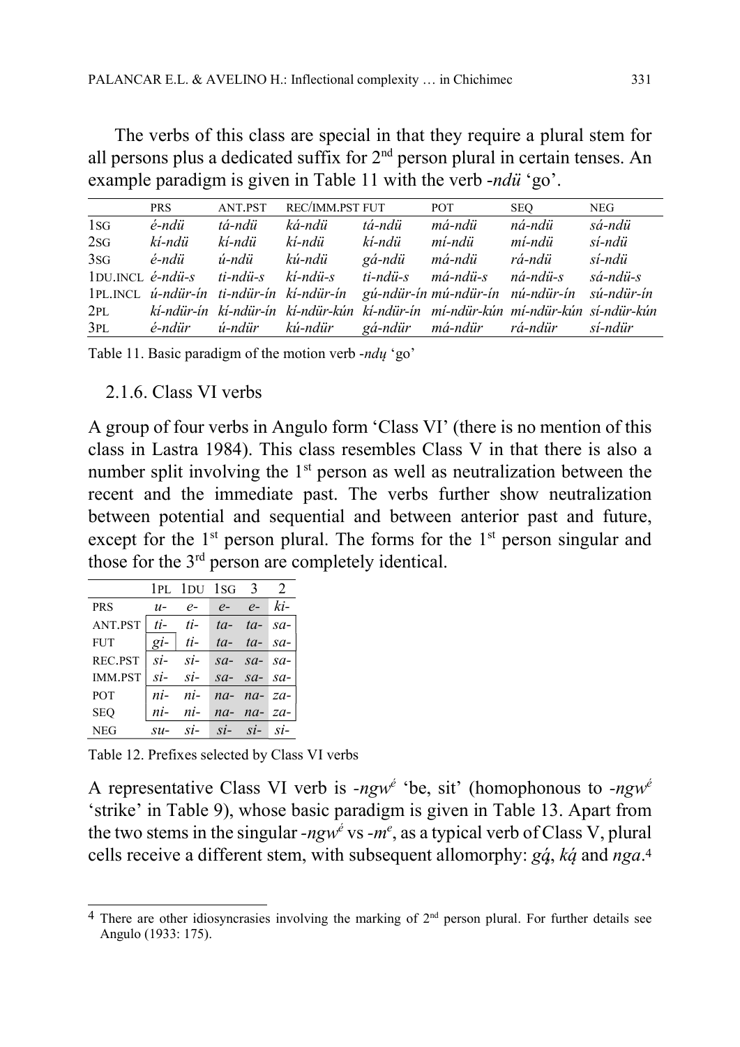The verbs of this class are special in that they require a plural stem for all persons plus a dedicated suffix for 2nd person plural in certain tenses. An example paradigm is given in Table 11 with the verb *-ndü* 'go'.

| | PRS | ANT.PST | REC/IMM.PST | FUT | POT | SEQ | NEG |
|---|---|---|---|---|---|---|---|
| 1SG | *é-ndü* | *tá-ndü* | *ká-ndü* | *tá-ndü* | *má-ndü* | *ná-ndü* | *sá-ndü* |
| 2SG | *kí-ndü* | *kí-ndü* | *kí-ndü* | *kí-ndü* | *mí-ndü* | *mí-ndü* | *sí-ndü* |
| 3SG | *é-ndü* | *ú-ndü* | *kú-ndü* | *gá-ndü* | *má-ndü* | *rá-ndü* | *sí-ndü* |
| 1DU.INCL | *é-ndü-s* | *ti-ndü-s* | *kí-ndü-s* | *ti-ndü-s* | *má-ndü-s* | *ná-ndü-s* | *sá-ndü-s* |
| 1PL.INCL | *ú-ndür-ín* | *ti-ndür-ín* | *kí-ndür-ín* | *gú-ndür-ín* | *mú-ndür-ín* | *nú-ndür-ín* | *sú-ndür-ín* |
| 2PL | *kí-ndür-ín* | *kí-ndür-ín* | *kí-ndür-kún* | *kí-ndür-ín* | *mí-ndür-kún* | *mí-ndür-kún* | *sí-ndür-kún* |
| 3PL | *é-ndür* | *ú-ndür* | *kú-ndür* | *gá-ndür* | *má-ndür* | *rá-ndür* | *sí-ndür* |

Table 11. Basic paradigm of the motion verb *-ndų* 'go'

### 2.1.6. Class VI verbs

A group of four verbs in Angulo form 'Class VI' (there is no mention of this class in Lastra 1984). This class resembles Class V in that there is also a number split involving the 1st person as well as neutralization between the recent and the immediate past. The verbs further show neutralization between potential and sequential and between anterior past and future, except for the 1st person plural. The forms for the 1st person singular and those for the 3rd person are completely identical.

| | 1PL | 1DU | 1SG | 3 | 2 |
|---|---|---|---|---|---|
| PRS | *u-* | *e-* | *e-* | *e-* | *ki-* |
| ANT.PST | *ti-* | *ti-* | *ta-* | *ta-* | *sa-* |
| FUT | *gi-* | *ti-* | *ta-* | *ta-* | *sa-* |
| REC.PST | *si-* | *si-* | *sa-* | *sa-* | *sa-* |
| IMM.PST | *si-* | *si-* | *sa-* | *sa-* | *sa-* |
| POT | *ni-* | *ni-* | *na-* | *na-* | *za-* |
| SEQ | *ni-* | *ni-* | *na-* | *na-* | *za-* |
| NEG | *su-* | *si-* | *si-* | *si-* | *si-* |

Table 12. Prefixes selected by Class VI verbs

A representative Class VI verb is *-ngw*$^{é}$ 'be, sit' (homophonous to *-ngw*$^{é}$ 'strike' in Table 9), whose basic paradigm is given in Table 13. Apart from the two stems in the singular *-ngw*$^{é}$ vs *-m*$^{e}$, as a typical verb of Class V, plural cells receive a different stem, with subsequent allomorphy: *gą́*, *ką́* and *nga*.[4]

[4] There are other idiosyncrasies involving the marking of 2nd person plural. For further details see Angulo (1933: 175).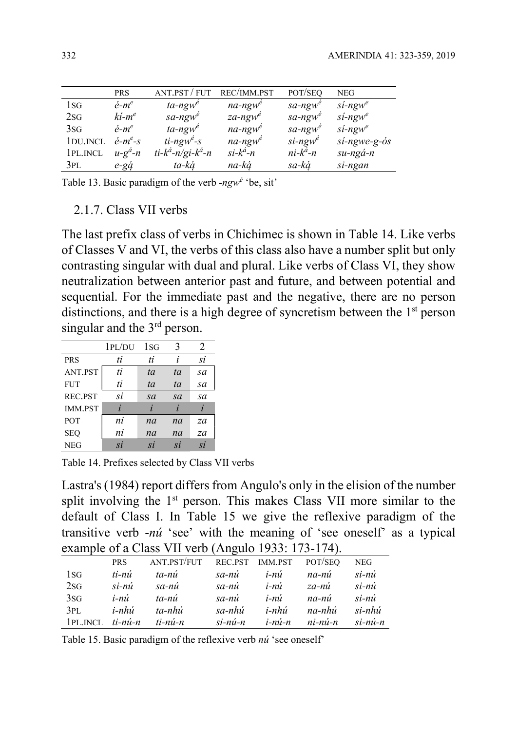|  | PRS | ANT.PST / FUT | REC/IMM.PST | POT/SEQ | NEG |
|---|---|---|---|---|---|
| 1SG | *é-m$^{e}$* | *ta-ngw$^{é}$* | *na-ngw$^{é}$* | *sa-ngw$^{é}$* | *sí-ngw$^{e}$* |
| 2SG | *kí-m$^{e}$* | *sa-ngw$^{é}$* | *za-ngw$^{é}$* | *sa-ngw$^{é}$* | *sí-ngw$^{e}$* |
| 3SG | *é-m$^{e}$* | *ta-ngw$^{é}$* | *na-ngw$^{é}$* | *sa-ngw$^{é}$* | *sí-ngw$^{e}$* |
| 1DU.INCL | *é-m$^{e}$-s* | *ti-ngw$^{é}$-s* | *na-ngw$^{é}$* | *si-ngw$^{é}$* | *sí-ngwe-g-ós* |
| 1PL.INCL | *u-g$^{á}$-n* | *ti-k$^{á}$-n/gi-k$^{á}$-n* | *si-k$^{á}$-n* | *ni-k$^{á}$-n* | *su-ngá-n* |
| 3PL | *e-gą́* | *ta-ką́* | *na-ką́* | *sa-ką́* | *si-ngan* |

Table 13. Basic paradigm of the verb *-ngw$^{é}$* 'be, sit'

### 2.1.7. Class VII verbs

The last prefix class of verbs in Chichimec is shown in Table 14. Like verbs of Classes V and VI, the verbs of this class also have a number split but only contrasting singular with dual and plural. Like verbs of Class VI, they show neutralization between anterior past and future, and between potential and sequential. For the immediate past and the negative, there are no person distinctions, and there is a high degree of syncretism between the 1st person singular and the 3rd person.

|  | 1PL/DU | 1SG | 3 | 2 |
|---|---|---|---|---|
| PRS | *ti* | *ti* | *i* | *si* |
| ANT.PST | *ti* | *ta* | *ta* | *sa* |
| FUT | *ti* | *ta* | *ta* | *sa* |
| REC.PST | *si* | *sa* | *sa* | *sa* |
| IMM.PST | *i* | *i* | *i* | *i* |
| POT | *ni* | *na* | *na* | *za* |
| SEQ | *ni* | *na* | *na* | *za* |
| NEG | *si* | *si* | *si* | *si* |

Table 14. Prefixes selected by Class VII verbs

Lastra's (1984) report differs from Angulo's only in the elision of the number split involving the 1st person. This makes Class VII more similar to the default of Class I. In Table 15 we give the reflexive paradigm of the transitive verb *-nú* 'see' with the meaning of 'see oneself' as a typical example of a Class VII verb (Angulo 1933: 173-174).

|  | PRS | ANT.PST/FUT | REC.PST | IMM.PST | POT/SEQ | NEG |
|---|---|---|---|---|---|---|
| 1SG | *ti-nú* | *ta-nú* | *sa-nú* | *i-nú* | *na-nú* | *si-nú* |
| 2SG | *si-nú* | *sa-nú* | *sa-nú* | *i-nú* | *za-nú* | *si-nú* |
| 3SG | *i-nú* | *ta-nú* | *sa-nú* | *i-nú* | *na-nú* | *si-nú* |
| 3PL | *i-nhú* | *ta-nhú* | *sa-nhú* | *i-nhú* | *na-nhú* | *si-nhú* |
| 1PL.INCL | *ti-nú-n* | *ti-nú-n* | *si-nú-n* | *i-nú-n* | *ni-nú-n* | *si-nú-n* |

Table 15. Basic paradigm of the reflexive verb *nú* 'see oneself'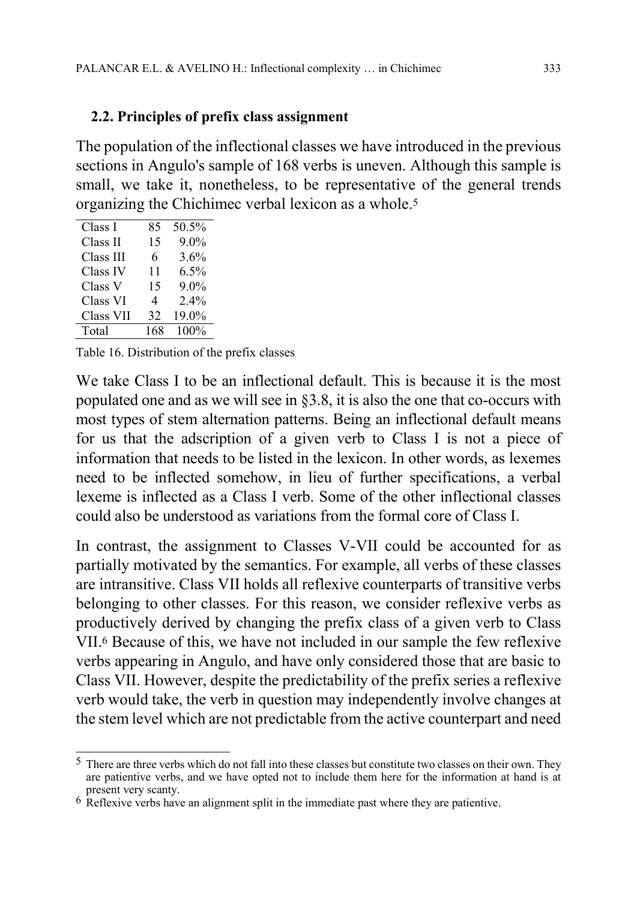### 2.2. Principles of prefix class assignment

The population of the inflectional classes we have introduced in the previous sections in Angulo's sample of 168 verbs is uneven. Although this sample is small, we take it, nonetheless, to be representative of the general trends organizing the Chichimec verbal lexicon as a whole.[5]

| | | |
|---|---|---|
| Class I | 85 | 50.5% |
| Class II | 15 | 9.0% |
| Class III | 6 | 3.6% |
| Class IV | 11 | 6.5% |
| Class V | 15 | 9.0% |
| Class VI | 4 | 2.4% |
| Class VII | 32 | 19.0% |
| Total | 168 | 100% |

Table 16. Distribution of the prefix classes

We take Class I to be an inflectional default. This is because it is the most populated one and as we will see in §3.8, it is also the one that co-occurs with most types of stem alternation patterns. Being an inflectional default means for us that the adscription of a given verb to Class I is not a piece of information that needs to be listed in the lexicon. In other words, as lexemes need to be inflected somehow, in lieu of further specifications, a verbal lexeme is inflected as a Class I verb. Some of the other inflectional classes could also be understood as variations from the formal core of Class I.

In contrast, the assignment to Classes V-VII could be accounted for as partially motivated by the semantics. For example, all verbs of these classes are intransitive. Class VII holds all reflexive counterparts of transitive verbs belonging to other classes. For this reason, we consider reflexive verbs as productively derived by changing the prefix class of a given verb to Class VII.[6] Because of this, we have not included in our sample the few reflexive verbs appearing in Angulo, and have only considered those that are basic to Class VII. However, despite the predictability of the prefix series a reflexive verb would take, the verb in question may independently involve changes at the stem level which are not predictable from the active counterpart and need

---

[5] There are three verbs which do not fall into these classes but constitute two classes on their own. They are patientive verbs, and we have opted not to include them here for the information at hand is at present very scanty.

[6] Reflexive verbs have an alignment split in the immediate past where they are patientive.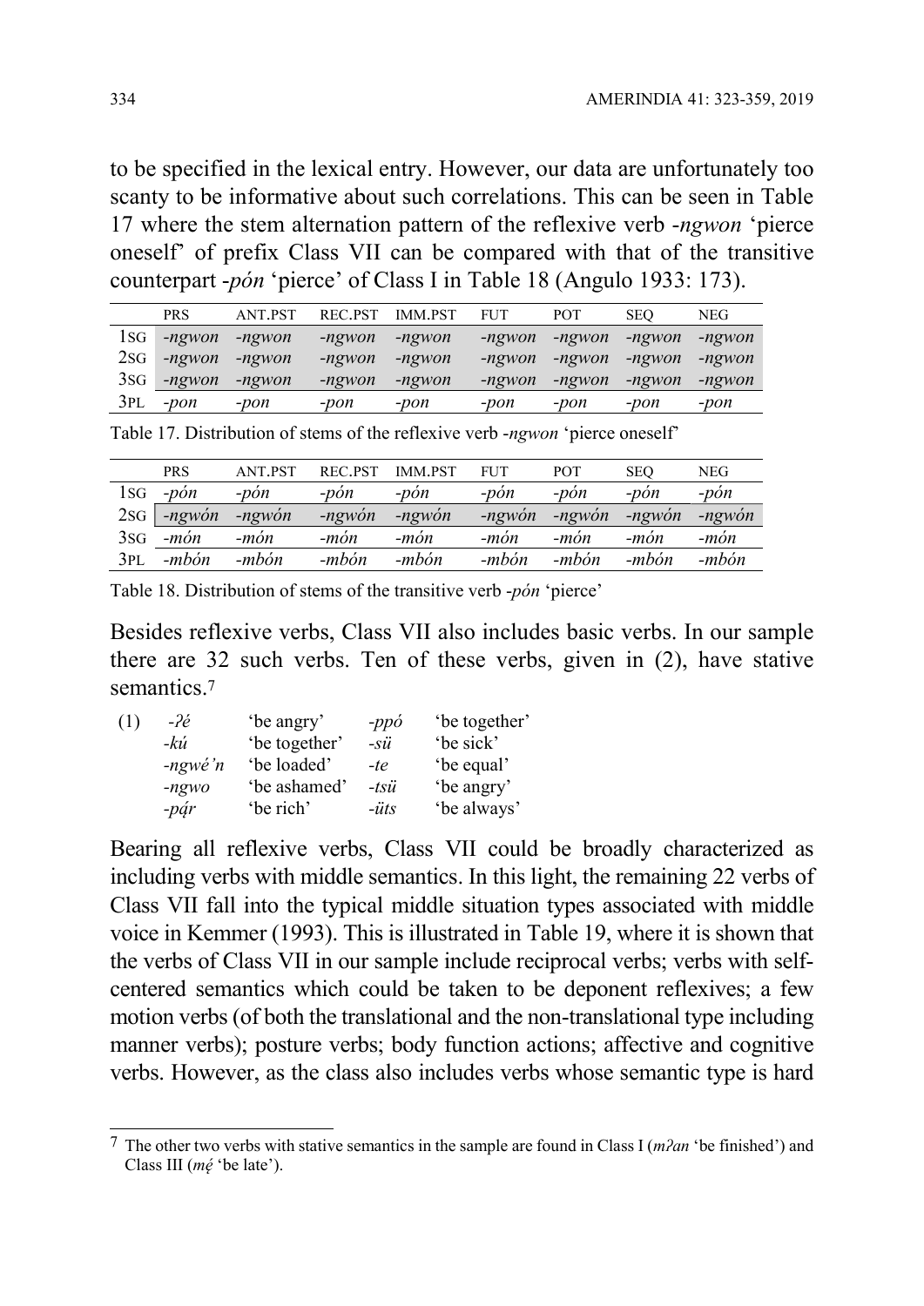to be specified in the lexical entry. However, our data are unfortunately too scanty to be informative about such correlations. This can be seen in Table 17 where the stem alternation pattern of the reflexive verb *-ngwon* 'pierce oneself' of prefix Class VII can be compared with that of the transitive counterpart *-pón* 'pierce' of Class I in Table 18 (Angulo 1933: 173).

| | PRS | ANT.PST | REC.PST | IMM.PST | FUT | POT | SEQ | NEG |
|---|---|---|---|---|---|---|---|---|
| 1SG | *-ngwon* | *-ngwon* | *-ngwon* | *-ngwon* | *-ngwon* | *-ngwon* | *-ngwon* | *-ngwon* |
| 2SG | *-ngwon* | *-ngwon* | *-ngwon* | *-ngwon* | *-ngwon* | *-ngwon* | *-ngwon* | *-ngwon* |
| 3SG | *-ngwon* | *-ngwon* | *-ngwon* | *-ngwon* | *-ngwon* | *-ngwon* | *-ngwon* | *-ngwon* |
| 3PL | *-pon* | *-pon* | *-pon* | *-pon* | *-pon* | *-pon* | *-pon* | *-pon* |

Table 17. Distribution of stems of the reflexive verb *-ngwon* 'pierce oneself'

| | PRS | ANT.PST | REC.PST | IMM.PST | FUT | POT | SEQ | NEG |
|---|---|---|---|---|---|---|---|---|
| 1SG | *-pón* | *-pón* | *-pón* | *-pón* | *-pón* | *-pón* | *-pón* | *-pón* |
| 2SG | *-ngwón* | *-ngwón* | *-ngwón* | *-ngwón* | *-ngwón* | *-ngwón* | *-ngwón* | *-ngwón* |
| 3SG | *-món* | *-món* | *-món* | *-món* | *-món* | *-món* | *-món* | *-món* |
| 3PL | *-mbón* | *-mbón* | *-mbón* | *-mbón* | *-mbón* | *-mbón* | *-mbón* | *-mbón* |

Table 18. Distribution of stems of the transitive verb *-pón* 'pierce'

Besides reflexive verbs, Class VII also includes basic verbs. In our sample there are 32 such verbs. Ten of these verbs, given in (2), have stative semantics.[7]

(1)

| | | | |
|---|---|---|---|
| *-ʔé* | 'be angry' | *-ppó* | 'be together' |
| *-kú* | 'be together' | *-sü* | 'be sick' |
| *-ngwé'n* | 'be loaded' | *-te* | 'be equal' |
| *-ngwo* | 'be ashamed' | *-tsü* | 'be angry' |
| *-pá̢r* | 'be rich' | *-üts* | 'be always' |

Bearing all reflexive verbs, Class VII could be broadly characterized as including verbs with middle semantics. In this light, the remaining 22 verbs of Class VII fall into the typical middle situation types associated with middle voice in Kemmer (1993). This is illustrated in Table 19, where it is shown that the verbs of Class VII in our sample include reciprocal verbs; verbs with self-centered semantics which could be taken to be deponent reflexives; a few motion verbs (of both the translational and the non-translational type including manner verbs); posture verbs; body function actions; affective and cognitive verbs. However, as the class also includes verbs whose semantic type is hard

[7] The other two verbs with stative semantics in the sample are found in Class I (*mʔan* 'be finished') and Class III (*mẹ́* 'be late').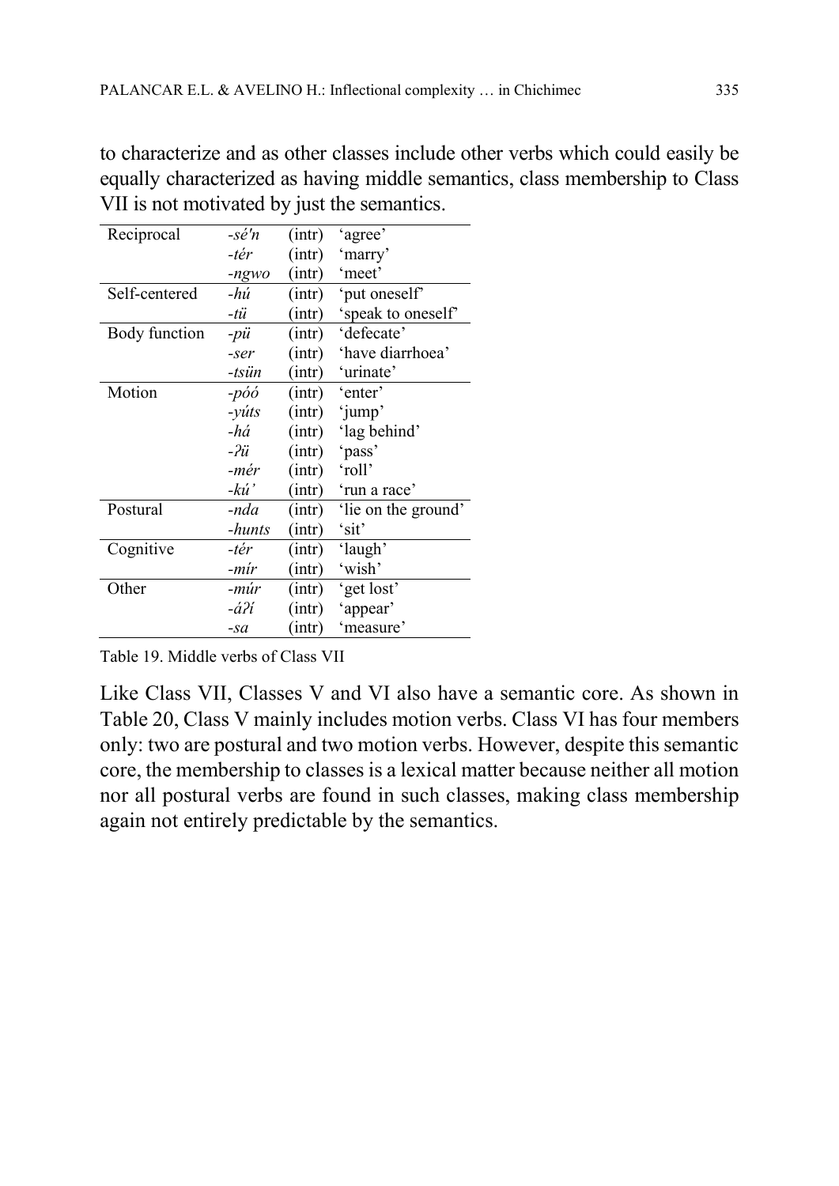to characterize and as other classes include other verbs which could easily be equally characterized as having middle semantics, class membership to Class VII is not motivated by just the semantics.

| | | | |
|---|---|---|---|
| Reciprocal | *-sé'n* | (intr) | 'agree' |
| | *-tér* | (intr) | 'marry' |
| | *-ngwo* | (intr) | 'meet' |
| Self-centered | *-hú* | (intr) | 'put oneself' |
| | *-tü* | (intr) | 'speak to oneself' |
| Body function | *-pü* | (intr) | 'defecate' |
| | *-ser* | (intr) | 'have diarrhoea' |
| | *-tsün* | (intr) | 'urinate' |
| Motion | *-póó* | (intr) | 'enter' |
| | *-yúts* | (intr) | 'jump' |
| | *-há* | (intr) | 'lag behind' |
| | *-ʔü* | (intr) | 'pass' |
| | *-mér* | (intr) | 'roll' |
| | *-kú'* | (intr) | 'run a race' |
| Postural | *-nda* | (intr) | 'lie on the ground' |
| | *-hunts* | (intr) | 'sit' |
| Cognitive | *-tér* | (intr) | 'laugh' |
| | *-mír* | (intr) | 'wish' |
| Other | *-múr* | (intr) | 'get lost' |
| | *-áʔí* | (intr) | 'appear' |
| | *-sa* | (intr) | 'measure' |

Table 19. Middle verbs of Class VII

Like Class VII, Classes V and VI also have a semantic core. As shown in Table 20, Class V mainly includes motion verbs. Class VI has four members only: two are postural and two motion verbs. However, despite this semantic core, the membership to classes is a lexical matter because neither all motion nor all postural verbs are found in such classes, making class membership again not entirely predictable by the semantics.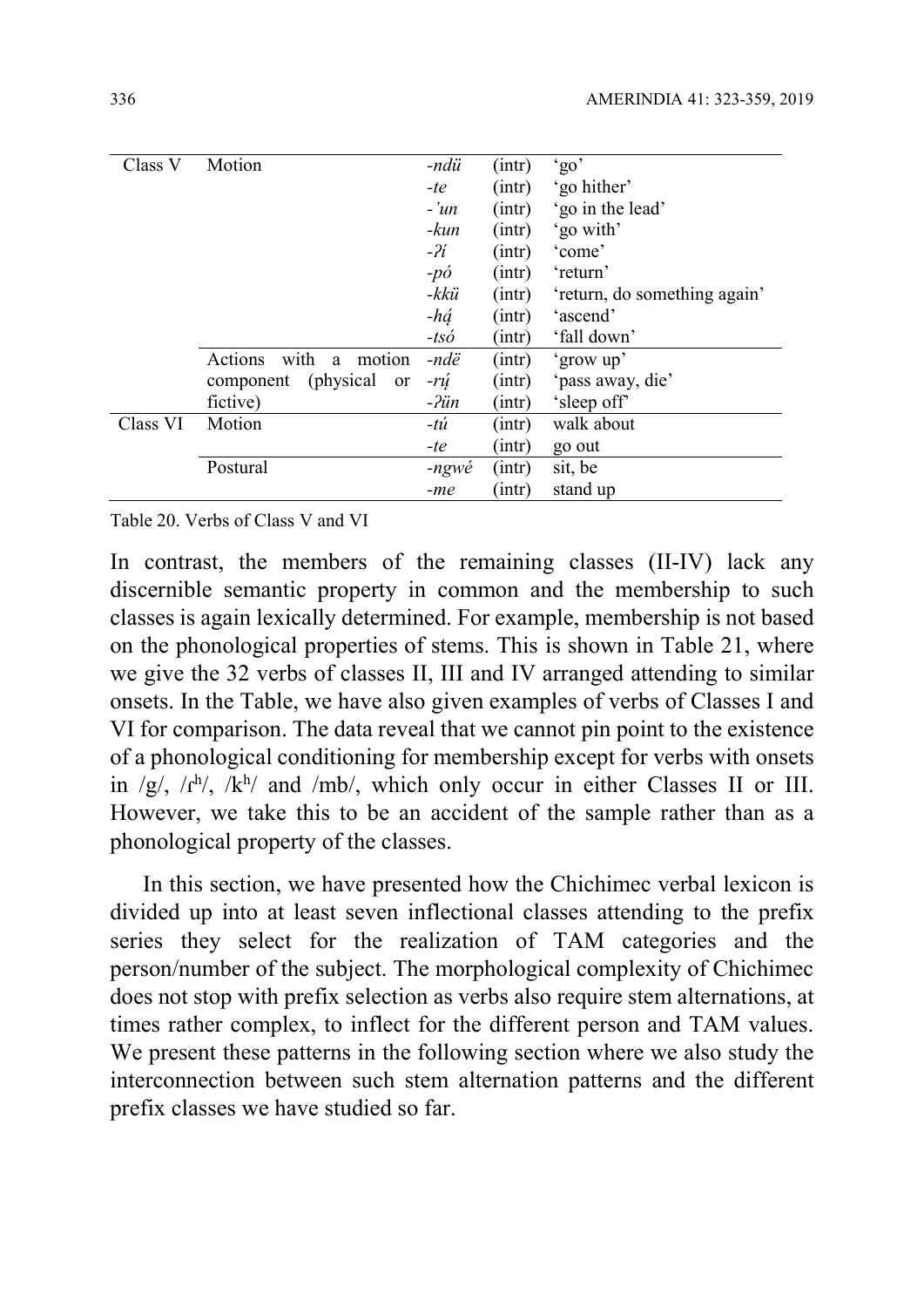| Class | Semantic group | Stem | Transitivity | Gloss |
|---|---|---|---|---|
| Class V | Motion | *-ndü* | (intr) | 'go' |
| | | *-te* | (intr) | 'go hither' |
| | | *-'un* | (intr) | 'go in the lead' |
| | | *-kun* | (intr) | 'go with' |
| | | *-ʔí* | (intr) | 'come' |
| | | *-pó* | (intr) | 'return' |
| | | *-kkü* | (intr) | 'return, do something again' |
| | | *-há̜* | (intr) | 'ascend' |
| | | *-tsó* | (intr) | 'fall down' |
| | Actions with a motion component (physical or fictive) | *-ndë* | (intr) | 'grow up' |
| | | *-rú̜* | (intr) | 'pass away, die' |
| | | *-ʔün* | (intr) | 'sleep off' |
| Class VI | Motion | *-tú* | (intr) | walk about |
| | | *-te* | (intr) | go out |
| | Postural | *-ngwé* | (intr) | sit, be |
| | | *-me* | (intr) | stand up |

Table 20. Verbs of Class V and VI

In contrast, the members of the remaining classes (II-IV) lack any discernible semantic property in common and the membership to such classes is again lexically determined. For example, membership is not based on the phonological properties of stems. This is shown in Table 21, where we give the 32 verbs of classes II, III and IV arranged attending to similar onsets. In the Table, we have also given examples of verbs of Classes I and VI for comparison. The data reveal that we cannot pin point to the existence of a phonological conditioning for membership except for verbs with onsets in /g/, /ɾʰ/, /kʰ/ and /mb/, which only occur in either Classes II or III. However, we take this to be an accident of the sample rather than as a phonological property of the classes.

In this section, we have presented how the Chichimec verbal lexicon is divided up into at least seven inflectional classes attending to the prefix series they select for the realization of TAM categories and the person/number of the subject. The morphological complexity of Chichimec does not stop with prefix selection as verbs also require stem alternations, at times rather complex, to inflect for the different person and TAM values. We present these patterns in the following section where we also study the interconnection between such stem alternation patterns and the different prefix classes we have studied so far.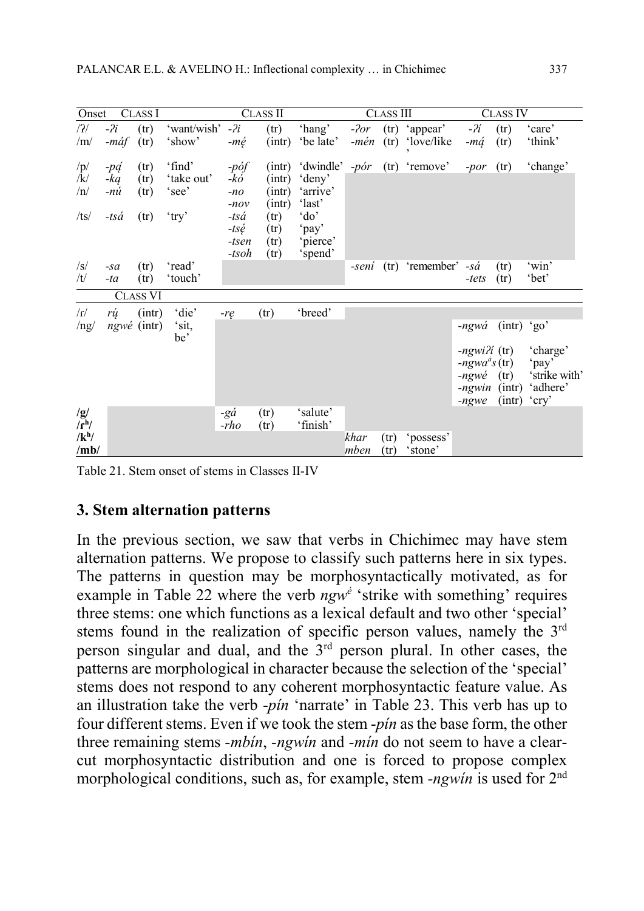| Onset | Class I | | | Class II | | | Class III | | | Class IV | | |
|---|---|---|---|---|---|---|---|---|---|---|---|---|
| /ʔ/ | *-ʔi* | (tr) | 'want/wish' | *-ʔi* | (tr) | 'hang' | *-ʔor* | (tr) | 'appear' | *-ʔí* | (tr) | 'care' |
| /m/ | *-máf* | (tr) | 'show' | *-mę́* | (intr) | 'be late' | *-mén* | (tr) | 'love/like' | *-mą́* | (tr) | 'think' |
| /p/ | *-pą́* | (tr) | 'find' | *-póf* | (intr) | 'dwindle' | *-pór* | (tr) | 'remove' | *-por* | (tr) | 'change' |
| /k/ | *-ką* | (tr) | 'take out' | *-kó* | (intr) | 'deny' | | | | | | |
| /n/ | *-nú* | (tr) | 'see' | *-no* | (intr) | 'arrive' | | | | | | |
| | | | | *-nov* | (intr) | 'last' | | | | | | |
| /ts/ | *-tsá* | (tr) | 'try' | *-tsá* | (tr) | 'do' | | | | | | |
| | | | | *-tsę́* | (tr) | 'pay' | | | | | | |
| | | | | *-tsen* | (tr) | 'pierce' | | | | | | |
| | | | | *-tsoh* | (tr) | 'spend' | | | | | | |
| /s/ | *-sa* | (tr) | 'read' | | | | *-sení* | (tr) | 'remember' | *-sá* | (tr) | 'win' |
| /t/ | *-ta* | (tr) | 'touch' | | | | | | | *-tets* | (tr) | 'bet' |
| | Class VI | | | | | | | | | | | |
| /ɾ/ | *rų́* | (intr) | 'die' | *-rę* | (tr) | 'breed' | | | | | | |
| /ng/ | *ngwé* | (intr) | 'sit, be' | | | | | | | *-ngwá* | (intr) | 'go' |
| | | | | | | | | | | *-ngwiʔí* | (tr) | 'charge' |
| | | | | | | | | | | *-ngwa*$^{a}$*s* | (tr) | 'pay' |
| | | | | | | | | | | *-ngwé* | (tr) | 'strike with' |
| | | | | | | | | | | *-ngwin* | (intr) | 'adhere' |
| | | | | | | | | | | *-ngwe* | (intr) | 'cry' |
| **/g/** | | | | *-gá* | (tr) | 'salute' | | | | | | |
| **/rʰ/** | | | | *-rho* | (tr) | 'finish' | | | | | | |
| **/kʰ/** | | | | | | | *khar* | (tr) | 'possess' | | | |
| **/mb/** | | | | | | | *mben* | (tr) | 'stone' | | | |

Table 21. Stem onset of stems in Classes II-IV

## 3. Stem alternation patterns

In the previous section, we saw that verbs in Chichimec may have stem alternation patterns. We propose to classify such patterns here in six types. The patterns in question may be morphosyntactically motivated, as for example in Table 22 where the verb *ngw*$^{é}$ 'strike with something' requires three stems: one which functions as a lexical default and two other 'special' stems found in the realization of specific person values, namely the 3rd person singular and dual, and the 3rd person plural. In other cases, the patterns are morphological in character because the selection of the 'special' stems does not respond to any coherent morphosyntactic feature value. As an illustration take the verb *-pín* 'narrate' in Table 23. This verb has up to four different stems. Even if we took the stem *-pín* as the base form, the other three remaining stems *-mbín*, *-ngwín* and *-mín* do not seem to have a clear-cut morphosyntactic distribution and one is forced to propose complex morphological conditions, such as, for example, stem *-ngwín* is used for 2nd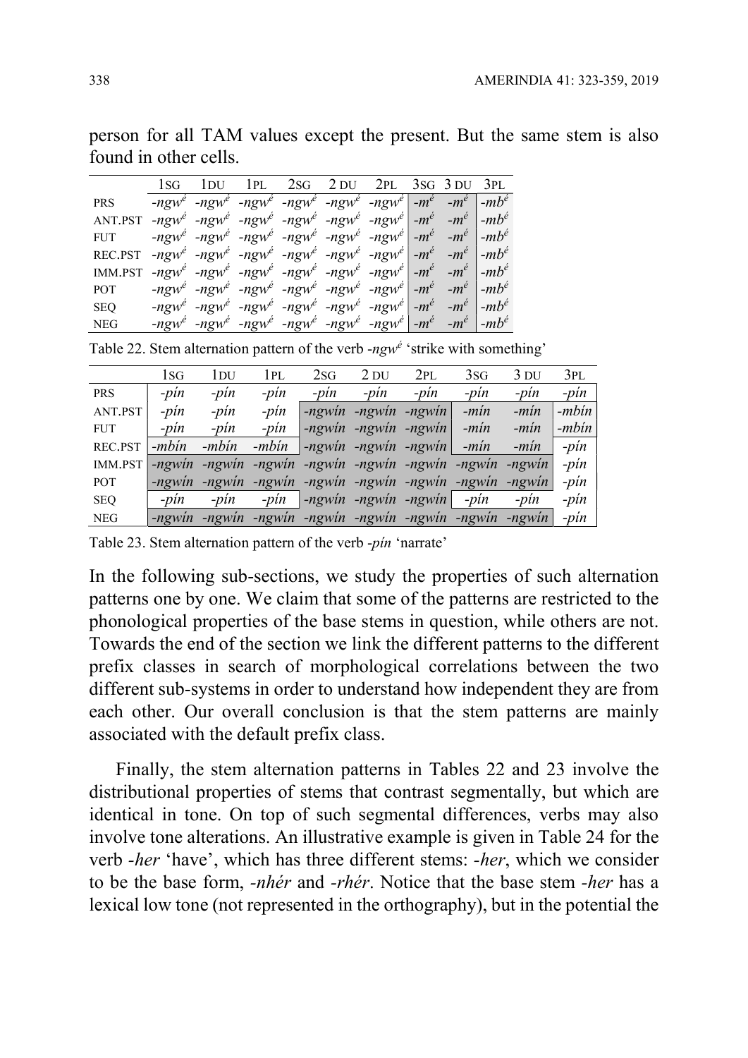person for all TAM values except the present. But the same stem is also found in other cells.

| | 1SG | 1DU | 1PL | 2SG | 2 DU | 2PL | 3SG | 3 DU | 3PL |
|---|---|---|---|---|---|---|---|---|---|
| PRS | *-ngw$^{é}$* | *-ngw$^{é}$* | *-ngw$^{é}$* | *-ngw$^{é}$* | *-ngw$^{é}$* | *-ngw$^{é}$* | *-m$^{é}$* | *-m$^{é}$* | *-mb$^{é}$* |
| ANT.PST | *-ngw$^{é}$* | *-ngw$^{é}$* | *-ngw$^{é}$* | *-ngw$^{é}$* | *-ngw$^{é}$* | *-ngw$^{é}$* | *-m$^{é}$* | *-m$^{é}$* | *-mb$^{é}$* |
| FUT | *-ngw$^{é}$* | *-ngw$^{é}$* | *-ngw$^{é}$* | *-ngw$^{é}$* | *-ngw$^{é}$* | *-ngw$^{é}$* | *-m$^{é}$* | *-m$^{é}$* | *-mb$^{é}$* |
| REC.PST | *-ngw$^{é}$* | *-ngw$^{é}$* | *-ngw$^{é}$* | *-ngw$^{é}$* | *-ngw$^{é}$* | *-ngw$^{é}$* | *-m$^{é}$* | *-m$^{é}$* | *-mb$^{é}$* |
| IMM.PST | *-ngw$^{é}$* | *-ngw$^{é}$* | *-ngw$^{é}$* | *-ngw$^{é}$* | *-ngw$^{é}$* | *-ngw$^{é}$* | *-m$^{é}$* | *-m$^{é}$* | *-mb$^{é}$* |
| POT | *-ngw$^{é}$* | *-ngw$^{é}$* | *-ngw$^{é}$* | *-ngw$^{é}$* | *-ngw$^{é}$* | *-ngw$^{é}$* | *-m$^{é}$* | *-m$^{é}$* | *-mb$^{é}$* |
| SEQ | *-ngw$^{é}$* | *-ngw$^{é}$* | *-ngw$^{é}$* | *-ngw$^{é}$* | *-ngw$^{é}$* | *-ngw$^{é}$* | *-m$^{é}$* | *-m$^{é}$* | *-mb$^{é}$* |
| NEG | *-ngw$^{é}$* | *-ngw$^{é}$* | *-ngw$^{é}$* | *-ngw$^{é}$* | *-ngw$^{é}$* | *-ngw$^{é}$* | *-m$^{é}$* | *-m$^{é}$* | *-mb$^{é}$* |

Table 22. Stem alternation pattern of the verb *-ngw$^{é}$* 'strike with something'

| | 1SG | 1DU | 1PL | 2SG | 2 DU | 2PL | 3SG | 3 DU | 3PL |
|---|---|---|---|---|---|---|---|---|---|
| PRS | *-pín* | *-pín* | *-pín* | *-pín* | *-pín* | *-pín* | *-pín* | *-pín* | *-pín* |
| ANT.PST | *-pín* | *-pín* | *-pín* | *-ngwín* | *-ngwín* | *-ngwín* | *-mín* | *-mín* | *-mbín* |
| FUT | *-pín* | *-pín* | *-pín* | *-ngwín* | *-ngwín* | *-ngwín* | *-mín* | *-mín* | *-mbín* |
| REC.PST | *-mbín* | *-mbín* | *-mbín* | *-ngwín* | *-ngwín* | *-ngwín* | *-mín* | *-mín* | *-pín* |
| IMM.PST | *-ngwín* | *-ngwín* | *-ngwín* | *-ngwín* | *-ngwín* | *-ngwín* | *-ngwín* | *-ngwín* | *-pín* |
| POT | *-ngwín* | *-ngwín* | *-ngwín* | *-ngwín* | *-ngwín* | *-ngwín* | *-ngwín* | *-ngwín* | *-pín* |
| SEQ | *-pín* | *-pín* | *-pín* | *-ngwín* | *-ngwín* | *-ngwín* | *-pín* | *-pín* | *-pín* |
| NEG | *-ngwín* | *-ngwín* | *-ngwín* | *-ngwín* | *-ngwín* | *-ngwín* | *-ngwín* | *-ngwín* | *-pín* |

Table 23. Stem alternation pattern of the verb *-pín* 'narrate'

In the following sub-sections, we study the properties of such alternation patterns one by one. We claim that some of the patterns are restricted to the phonological properties of the base stems in question, while others are not. Towards the end of the section we link the different patterns to the different prefix classes in search of morphological correlations between the two different sub-systems in order to understand how independent they are from each other. Our overall conclusion is that the stem patterns are mainly associated with the default prefix class.

Finally, the stem alternation patterns in Tables 22 and 23 involve the distributional properties of stems that contrast segmentally, but which are identical in tone. On top of such segmental differences, verbs may also involve tone alterations. An illustrative example is given in Table 24 for the verb *-her* 'have', which has three different stems: *-her*, which we consider to be the base form, *-nhér* and *-rhér*. Notice that the base stem *-her* has a lexical low tone (not represented in the orthography), but in the potential the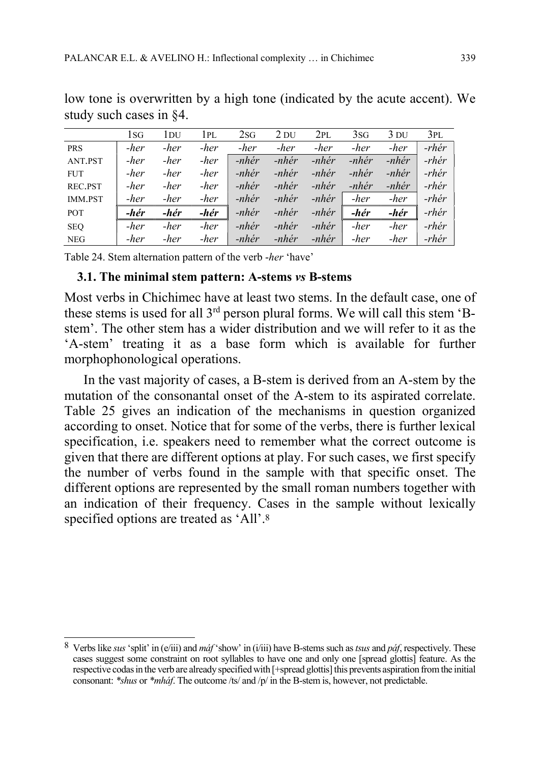low tone is overwritten by a high tone (indicated by the acute accent). We study such cases in §4.

| | 1SG | 1DU | 1PL | 2SG | 2 DU | 2PL | 3SG | 3 DU | 3PL |
|---|---|---|---|---|---|---|---|---|---|
| PRS | *-her* | *-her* | *-her* | *-her* | *-her* | *-her* | *-her* | *-her* | *-rhér* |
| ANT.PST | *-her* | *-her* | *-her* | *-nhér* | *-nhér* | *-nhér* | *-nhér* | *-nhér* | *-rhér* |
| FUT | *-her* | *-her* | *-her* | *-nhér* | *-nhér* | *-nhér* | *-nhér* | *-nhér* | *-rhér* |
| REC.PST | *-her* | *-her* | *-her* | *-nhér* | *-nhér* | *-nhér* | *-nhér* | *-nhér* | *-rhér* |
| IMM.PST | *-her* | *-her* | *-her* | *-nhér* | *-nhér* | *-nhér* | *-her* | *-her* | *-rhér* |
| POT | ***-hér*** | ***-hér*** | ***-hér*** | *-nhér* | *-nhér* | *-nhér* | ***-hér*** | ***-hér*** | *-rhér* |
| SEQ | *-her* | *-her* | *-her* | *-nhér* | *-nhér* | *-nhér* | *-her* | *-her* | *-rhér* |
| NEG | *-her* | *-her* | *-her* | *-nhér* | *-nhér* | *-nhér* | *-her* | *-her* | *-rhér* |

Table 24. Stem alternation pattern of the verb *-her* 'have'

### 3.1. The minimal stem pattern: A-stems *vs* B-stems

Most verbs in Chichimec have at least two stems. In the default case, one of these stems is used for all 3rd person plural forms. We will call this stem 'B-stem'. The other stem has a wider distribution and we will refer to it as the 'A-stem' treating it as a base form which is available for further morphophonological operations.

In the vast majority of cases, a B-stem is derived from an A-stem by the mutation of the consonantal onset of the A-stem to its aspirated correlate. Table 25 gives an indication of the mechanisms in question organized according to onset. Notice that for some of the verbs, there is further lexical specification, i.e. speakers need to remember what the correct outcome is given that there are different options at play. For such cases, we first specify the number of verbs found in the sample with that specific onset. The different options are represented by the small roman numbers together with an indication of their frequency. Cases in the sample without lexically specified options are treated as 'All'.[8]

[8] Verbs like *sus* 'split' in (e/iii) and *máf* 'show' in (i/iii) have B-stems such as *tsus* and *páf*, respectively. These cases suggest some constraint on root syllables to have one and only one [spread glottis] feature. As the respective codas in the verb are already specified with [+spread glottis] this prevents aspiration from the initial consonant: **shus* or **mháf*. The outcome /ts/ and /p/ in the B-stem is, however, not predictable.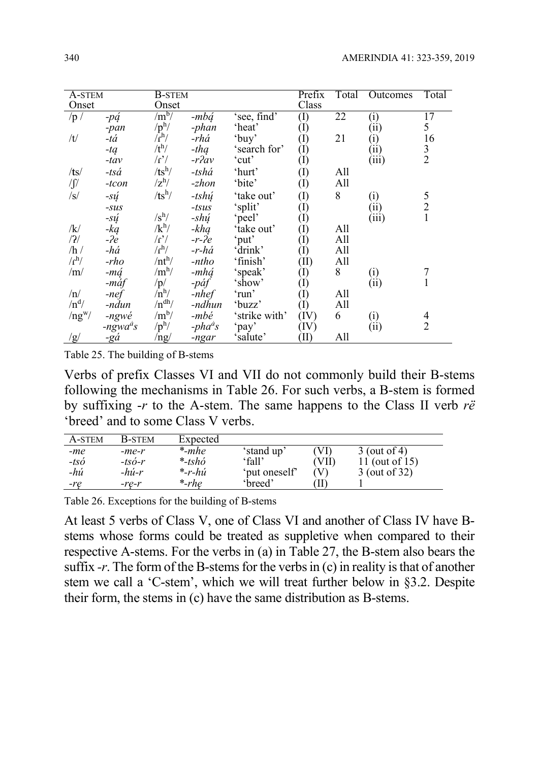| A-STEM Onset | | B-STEM Onset | | | Prefix Class | Total | Outcomes | Total |
|---|---|---|---|---|---|---|---|---|
| /p / | *-pá̧* | /mᵇ/ | *-mbá̧* | 'see, find' | (I) | 22 | (i) | 17 |
| | *-pan* | /pʰ/ | *-phan* | 'heat' | (I) | | (ii) | 5 |
| /t/ | *-tá* | /ɾʰ/ | *-rhá* | 'buy' | (I) | 21 | (i) | 16 |
| | *-tą* | /tʰ/ | *-thą* | 'search for' | (I) | | (ii) | 3 |
| | *-tav* | /ɾ'/ | *-rʔav* | 'cut' | (I) | | (iii) | 2 |
| /ts/ | *-tsá* | /tsʰ/ | *-tshá* | 'hurt' | (I) | All | | |
| /ʃ/ | *-tcon* | /zʰ/ | *-zhon* | 'bite' | (I) | All | | |
| /s/ | *-sú̧* | /tsʰ/ | *-tshú̧* | 'take out' | (I) | 8 | (i) | 5 |
| | *-sus* | | *-tsus* | 'split' | (I) | | (ii) | 2 |
| | *-sú̧* | /sʰ/ | *-shú̧* | 'peel' | (I) | | (iii) | 1 |
| /k/ | *-ką* | /kʰ/ | *-khą* | 'take out' | (I) | All | | |
| /ʔ/ | *-ʔe* | /ɾ'/ | *-r-ʔe* | 'put' | (I) | All | | |
| /h / | *-há* | /ɾʰ/ | *-r-há* | 'drink' | (I) | All | | |
| /ɾʰ/ | *-rho* | /ntʰ/ | *-ntho* | 'finish' | (II) | All | | |
| /m/ | *-má̧* | /mʰ/ | *-mhá̧* | 'speak' | (I) | 8 | (i) | 7 |
| | *-máf* | /p/ | *-páf* | 'show' | (I) | | (ii) | 1 |
| /n/ | *-nef* | /nʰ/ | *-nhef* | 'run' | (I) | All | | |
| /nᵈ/ | *-ndun* | /nᵈʰ/ | *-ndhun* | 'buzz' | (I) | All | | |
| /ngʷ/ | *-ngwé* | /mᵇ/ | *-mbé* | 'strike with' | (IV) | 6 | (i) | 4 |
| | *-ngwaᵃs* | /pʰ/ | *-phaᵃs* | 'pay' | (IV) | | (ii) | 2 |
| /g/ | *-gá* | /ng/ | *-ngar* | 'salute' | (II) | All | | |

Table 25. The building of B-stems

Verbs of prefix Classes VI and VII do not commonly build their B-stems following the mechanisms in Table 26. For such verbs, a B-stem is formed by suffixing *-r* to the A-stem. The same happens to the Class II verb *rë* 'breed' and to some Class V verbs.

| A-STEM | B-STEM | Expected | | | |
|---|---|---|---|---|---|
| *-me* | *-me-r* | *\*-mhe* | 'stand up' | (VI) | 3 (out of 4) |
| *-tsó* | *-tsó-r* | *\*-tshó* | 'fall' | (VII) | 11 (out of 15) |
| *-hú* | *-hú-r* | *\*-r-hú* | 'put oneself' | (V) | 3 (out of 32) |
| *-rẹ* | *-rẹ-r* | *\*-rhẹ* | 'breed' | (II) | 1 |

Table 26. Exceptions for the building of B-stems

At least 5 verbs of Class V, one of Class VI and another of Class IV have B-stems whose forms could be treated as suppletive when compared to their respective A-stems. For the verbs in (a) in Table 27, the B-stem also bears the suffix *-r*. The form of the B-stems for the verbs in (c) in reality is that of another stem we call a 'C-stem', which we will treat further below in §3.2. Despite their form, the stems in (c) have the same distribution as B-stems.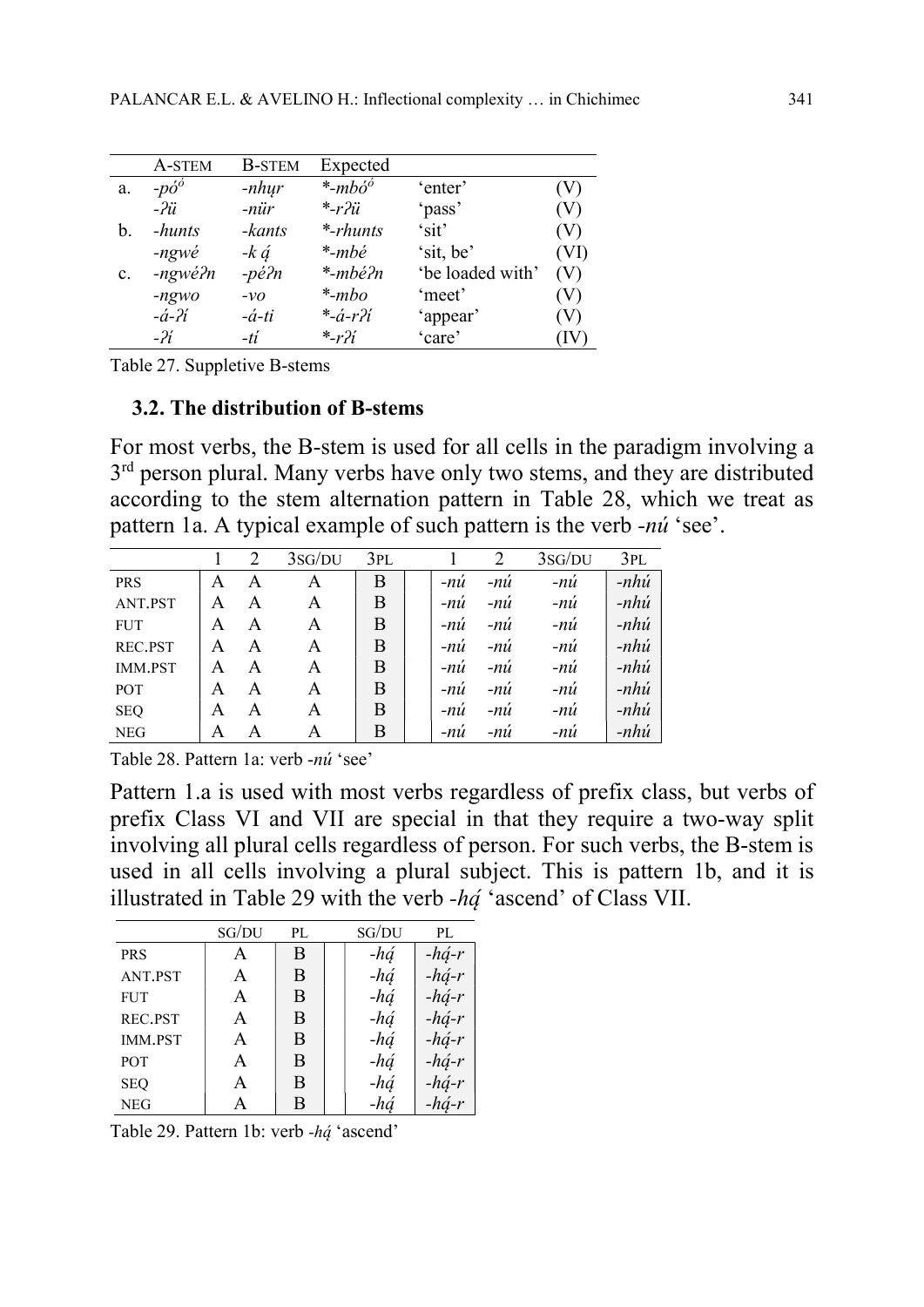|  | A-STEM | B-STEM | Expected |  |  |
|---|---|---|---|---|---|
| a. | *-pó*[ó] | *-nhụr* | *\*-mbó*[ó] | 'enter' | (V) |
|  | *-ʔü* | *-nür* | *\*-rʔü* | 'pass' | (V) |
| b. | *-hunts* | *-kants* | *\*-rhunts* | 'sit' | (V) |
|  | *-ngwé* | *-k ą́* | *\*-mbé* | 'sit, be' | (VI) |
| c. | *-ngwéʔn* | *-péʔn* | *\*-mbéʔn* | 'be loaded with' | (V) |
|  | *-ngwo* | *-vo* | *\*-mbo* | 'meet' | (V) |
|  | *-á-ʔí* | *-á-ti* | *\*-á-rʔí* | 'appear' | (V) |
|  | *-ʔí* | *-tí* | *\*-rʔí* | 'care' | (IV) |

Table 27. Suppletive B-stems

### 3.2. The distribution of B-stems

For most verbs, the B-stem is used for all cells in the paradigm involving a 3rd person plural. Many verbs have only two stems, and they are distributed according to the stem alternation pattern in Table 28, which we treat as pattern 1a. A typical example of such pattern is the verb *-nú* 'see'.

|  | 1 | 2 | 3SG/DU | 3PL | 1 | 2 | 3SG/DU | 3PL |
|---|---|---|---|---|---|---|---|---|
| PRS | A | A | A | B | *-nú* | *-nú* | *-nú* | *-nhú* |
| ANT.PST | A | A | A | B | *-nú* | *-nú* | *-nú* | *-nhú* |
| FUT | A | A | A | B | *-nú* | *-nú* | *-nú* | *-nhú* |
| REC.PST | A | A | A | B | *-nú* | *-nú* | *-nú* | *-nhú* |
| IMM.PST | A | A | A | B | *-nú* | *-nú* | *-nú* | *-nhú* |
| POT | A | A | A | B | *-nú* | *-nú* | *-nú* | *-nhú* |
| SEQ | A | A | A | B | *-nú* | *-nú* | *-nú* | *-nhú* |
| NEG | A | A | A | B | *-nú* | *-nú* | *-nú* | *-nhú* |

Table 28. Pattern 1a: verb *-nú* 'see'

Pattern 1.a is used with most verbs regardless of prefix class, but verbs of prefix Class VI and VII are special in that they require a two-way split involving all plural cells regardless of person. For such verbs, the B-stem is used in all cells involving a plural subject. This is pattern 1b, and it is illustrated in Table 29 with the verb *-hą́* 'ascend' of Class VII.

|  | SG/DU | PL | SG/DU | PL |
|---|---|---|---|---|
| PRS | A | B | *-hą́* | *-hą́-r* |
| ANT.PST | A | B | *-hą́* | *-hą́-r* |
| FUT | A | B | *-hą́* | *-hą́-r* |
| REC.PST | A | B | *-hą́* | *-hą́-r* |
| IMM.PST | A | B | *-hą́* | *-hą́-r* |
| POT | A | B | *-hą́* | *-hą́-r* |
| SEQ | A | B | *-hą́* | *-hą́-r* |
| NEG | A | B | *-hą́* | *-hą́-r* |

Table 29. Pattern 1b: verb *-hą́* 'ascend'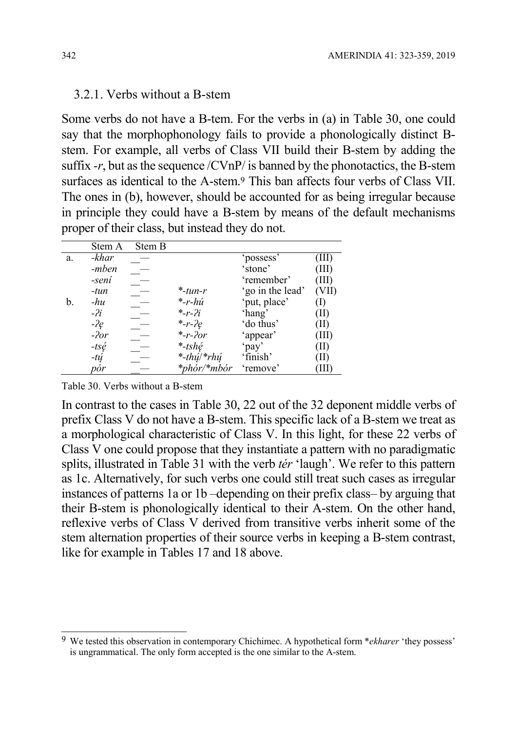### 3.2.1. Verbs without a B-stem

Some verbs do not have a B-tem. For the verbs in (a) in Table 30, one could say that the morphophonology fails to provide a phonologically distinct B-stem. For example, all verbs of Class VII build their B-stem by adding the suffix *-r*, but as the sequence /CVnP/ is banned by the phonotactics, the B-stem surfaces as identical to the A-stem.[9] This ban affects four verbs of Class VII. The ones in (b), however, should be accounted for as being irregular because in principle they could have a B-stem by means of the default mechanisms proper of their class, but instead they do not.

| | Stem A | Stem B | | | |
|---|---|---|---|---|---|
| a. | *-khar* | \_— | | 'possess' | (III) |
| | *-mben* | \_— | | 'stone' | (III) |
| | *-sení* | \_— | | 'remember' | (III) |
| | *-tun* | \_— | *\*-tun-r* | 'go in the lead' | (VII) |
| b. | *-hu* | \_— | *\*-r-hú* | 'put, place' | (I) |
| | *-ʔi* | \_— | *\*-r-ʔi* | 'hang' | (II) |
| | *-ʔę* | \_— | *\*-r-ʔę* | 'do thus' | (II) |
| | *-ʔor* | \_— | *\*-r-ʔor* | 'appear' | (III) |
| | *-tsę́* | \_— | *\*-tshę́* | 'pay' | (II) |
| | *-tų́* | \_— | *\*-thų́/\*rhų́* | 'finish' | (II) |
| | *pór* | \_— | *\*phór/\*mbór* | 'remove' | (III) |

Table 30. Verbs without a B-stem

In contrast to the cases in Table 30, 22 out of the 32 deponent middle verbs of prefix Class V do not have a B-stem. This specific lack of a B-stem we treat as a morphological characteristic of Class V. In this light, for these 22 verbs of Class V one could propose that they instantiate a pattern with no paradigmatic splits, illustrated in Table 31 with the verb *tér* 'laugh'. We refer to this pattern as 1c. Alternatively, for such verbs one could still treat such cases as irregular instances of patterns 1a or 1b –depending on their prefix class– by arguing that their B-stem is phonologically identical to their A-stem. On the other hand, reflexive verbs of Class V derived from transitive verbs inherit some of the stem alternation properties of their source verbs in keeping a B-stem contrast, like for example in Tables 17 and 18 above.

---

[9] We tested this observation in contemporary Chichimec. A hypothetical form *\*ekharer* 'they possess' is ungrammatical. The only form accepted is the one similar to the A-stem.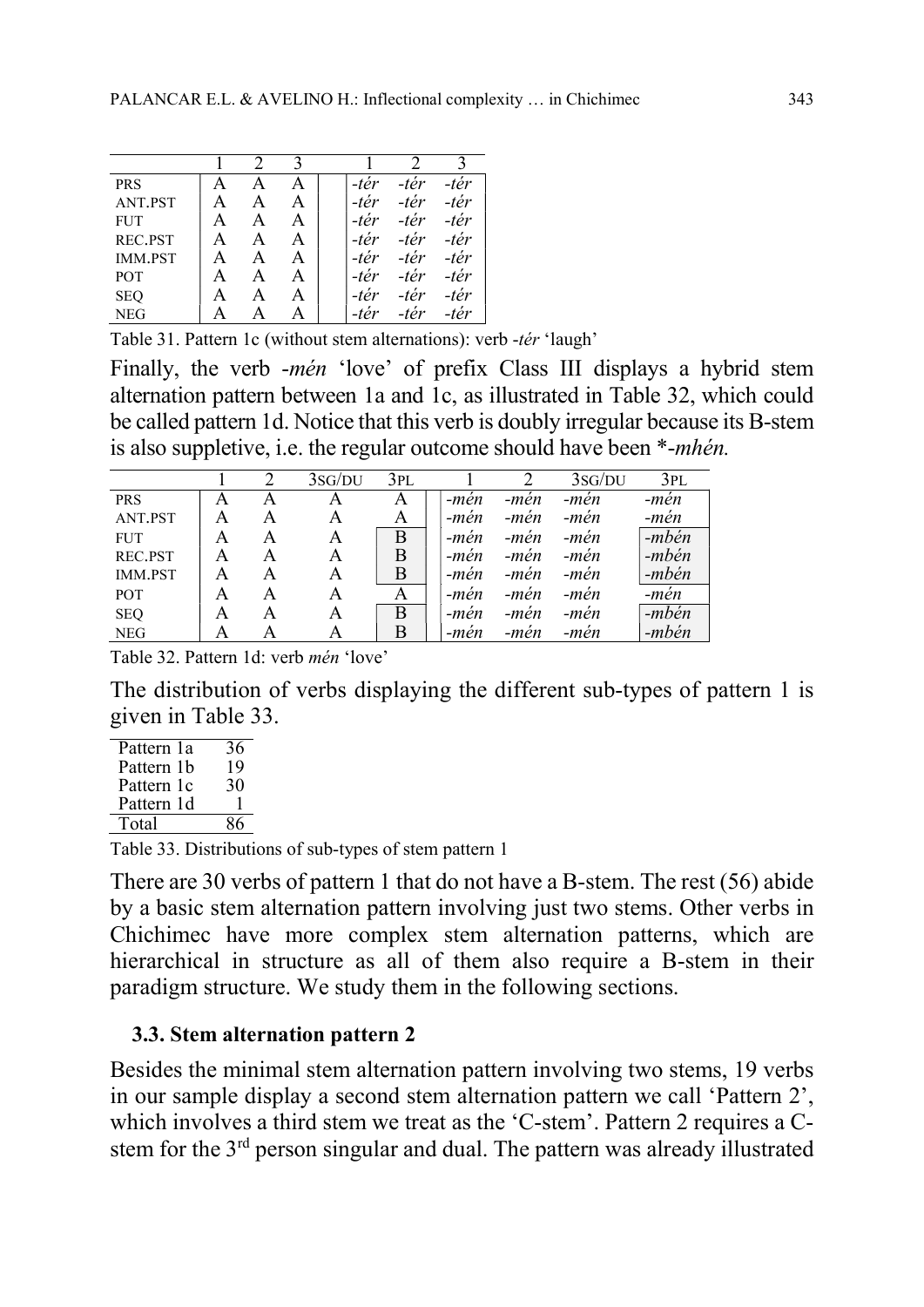|  | 1 | 2 | 3 |  | 1 | 2 | 3 |
|---|---|---|---|---|---|---|---|
| PRS | A | A | A |  | *-tér* | *-tér* | *-tér* |
| ANT.PST | A | A | A |  | *-tér* | *-tér* | *-tér* |
| FUT | A | A | A |  | *-tér* | *-tér* | *-tér* |
| REC.PST | A | A | A |  | *-tér* | *-tér* | *-tér* |
| IMM.PST | A | A | A |  | *-tér* | *-tér* | *-tér* |
| POT | A | A | A |  | *-tér* | *-tér* | *-tér* |
| SEQ | A | A | A |  | *-tér* | *-tér* | *-tér* |
| NEG | A | A | A |  | *-tér* | *-tér* | *-tér* |

Table 31. Pattern 1c (without stem alternations): verb *-tér* 'laugh'

Finally, the verb *-mén* 'love' of prefix Class III displays a hybrid stem alternation pattern between 1a and 1c, as illustrated in Table 32, which could be called pattern 1d. Notice that this verb is doubly irregular because its B-stem is also suppletive, i.e. the regular outcome should have been *-*mhén.*

|  | 1 | 2 | 3SG/DU | 3PL |  | 1 | 2 | 3SG/DU | 3PL |
|---|---|---|---|---|---|---|---|---|---|
| PRS | A | A | A | A |  | *-mén* | *-mén* | *-mén* | *-mén* |
| ANT.PST | A | A | A | A |  | *-mén* | *-mén* | *-mén* | *-mén* |
| FUT | A | A | A | B |  | *-mén* | *-mén* | *-mén* | *-mbén* |
| REC.PST | A | A | A | B |  | *-mén* | *-mén* | *-mén* | *-mbén* |
| IMM.PST | A | A | A | B |  | *-mén* | *-mén* | *-mén* | *-mbén* |
| POT | A | A | A | A |  | *-mén* | *-mén* | *-mén* | *-mén* |
| SEQ | A | A | A | B |  | *-mén* | *-mén* | *-mén* | *-mbén* |
| NEG | A | A | A | B |  | *-mén* | *-mén* | *-mén* | *-mbén* |

Table 32. Pattern 1d: verb *mén* 'love'

The distribution of verbs displaying the different sub-types of pattern 1 is given in Table 33.

| Pattern 1a | 36 |
|---|---|
| Pattern 1b | 19 |
| Pattern 1c | 30 |
| Pattern 1d | 1 |
| Total | 86 |

Table 33. Distributions of sub-types of stem pattern 1

There are 30 verbs of pattern 1 that do not have a B-stem. The rest (56) abide by a basic stem alternation pattern involving just two stems. Other verbs in Chichimec have more complex stem alternation patterns, which are hierarchical in structure as all of them also require a B-stem in their paradigm structure. We study them in the following sections.

### 3.3. Stem alternation pattern 2

Besides the minimal stem alternation pattern involving two stems, 19 verbs in our sample display a second stem alternation pattern we call 'Pattern 2', which involves a third stem we treat as the 'C-stem'. Pattern 2 requires a C-stem for the 3rd person singular and dual. The pattern was already illustrated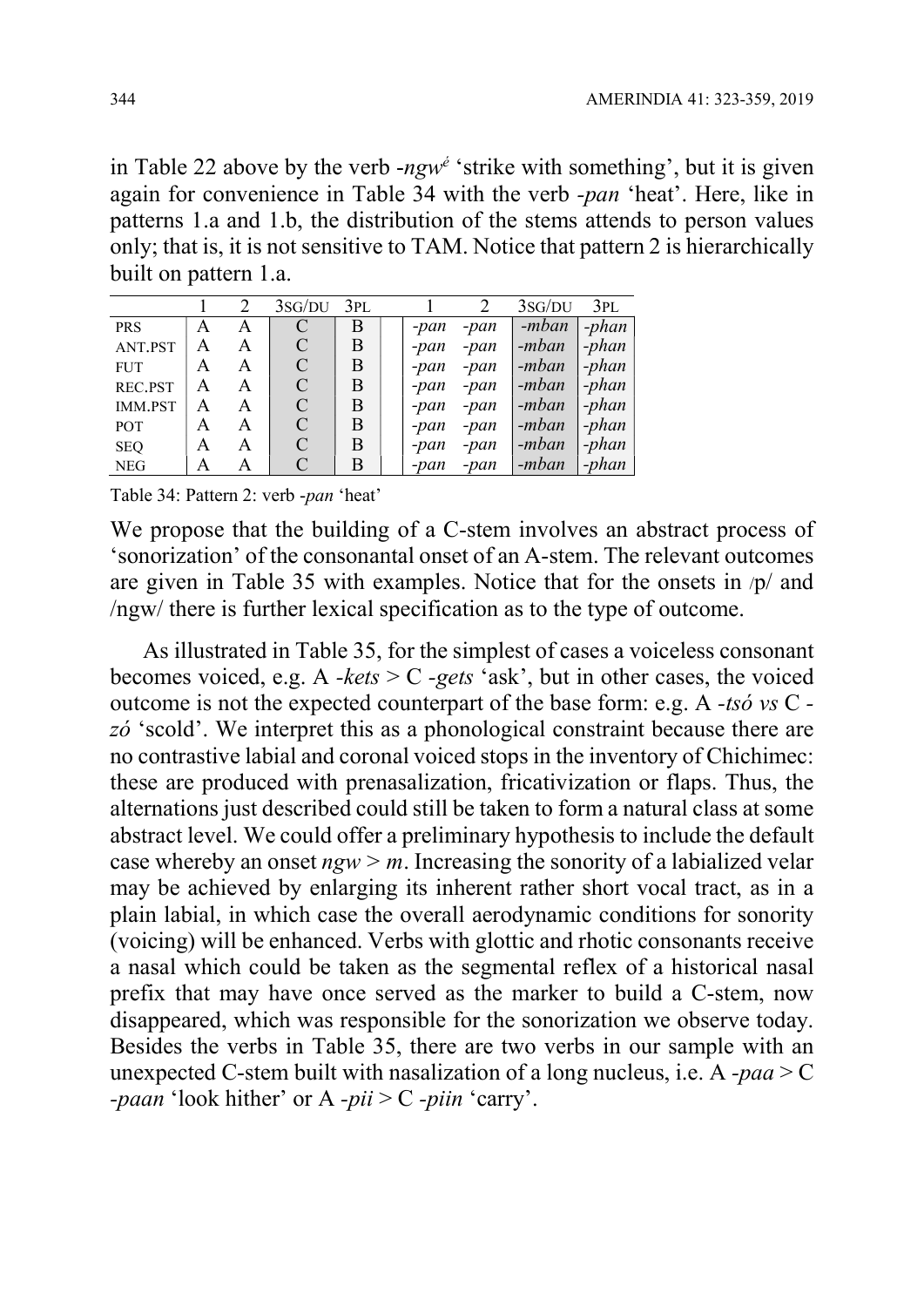in Table 22 above by the verb *-ngwé* 'strike with something', but it is given again for convenience in Table 34 with the verb *-pan* 'heat'. Here, like in patterns 1.a and 1.b, the distribution of the stems attends to person values only; that is, it is not sensitive to TAM. Notice that pattern 2 is hierarchically built on pattern 1.a.

| | 1 | 2 | 3SG/DU | 3PL | 1 | 2 | 3SG/DU | 3PL |
|---|---|---|---|---|---|---|---|---|
| PRS | A | A | C | B | *-pan* | *-pan* | *-mban* | *-phan* |
| ANT.PST | A | A | C | B | *-pan* | *-pan* | *-mban* | *-phan* |
| FUT | A | A | C | B | *-pan* | *-pan* | *-mban* | *-phan* |
| REC.PST | A | A | C | B | *-pan* | *-pan* | *-mban* | *-phan* |
| IMM.PST | A | A | C | B | *-pan* | *-pan* | *-mban* | *-phan* |
| POT | A | A | C | B | *-pan* | *-pan* | *-mban* | *-phan* |
| SEQ | A | A | C | B | *-pan* | *-pan* | *-mban* | *-phan* |
| NEG | A | A | C | B | *-pan* | *-pan* | *-mban* | *-phan* |

Table 34: Pattern 2: verb *-pan* 'heat'

We propose that the building of a C-stem involves an abstract process of 'sonorization' of the consonantal onset of an A-stem. The relevant outcomes are given in Table 35 with examples. Notice that for the onsets in /p/ and /ngw/ there is further lexical specification as to the type of outcome.

As illustrated in Table 35, for the simplest of cases a voiceless consonant becomes voiced, e.g. A *-kets* > C *-gets* 'ask', but in other cases, the voiced outcome is not the expected counterpart of the base form: e.g. A *-tsó vs* C *-zó* 'scold'. We interpret this as a phonological constraint because there are no contrastive labial and coronal voiced stops in the inventory of Chichimec: these are produced with prenasalization, fricativization or flaps. Thus, the alternations just described could still be taken to form a natural class at some abstract level. We could offer a preliminary hypothesis to include the default case whereby an onset *ngw* > *m*. Increasing the sonority of a labialized velar may be achieved by enlarging its inherent rather short vocal tract, as in a plain labial, in which case the overall aerodynamic conditions for sonority (voicing) will be enhanced. Verbs with glottic and rhotic consonants receive a nasal which could be taken as the segmental reflex of a historical nasal prefix that may have once served as the marker to build a C-stem, now disappeared, which was responsible for the sonorization we observe today. Besides the verbs in Table 35, there are two verbs in our sample with an unexpected C-stem built with nasalization of a long nucleus, i.e. A *-paa* > C *-paan* 'look hither' or A *-pii* > C *-piin* 'carry'.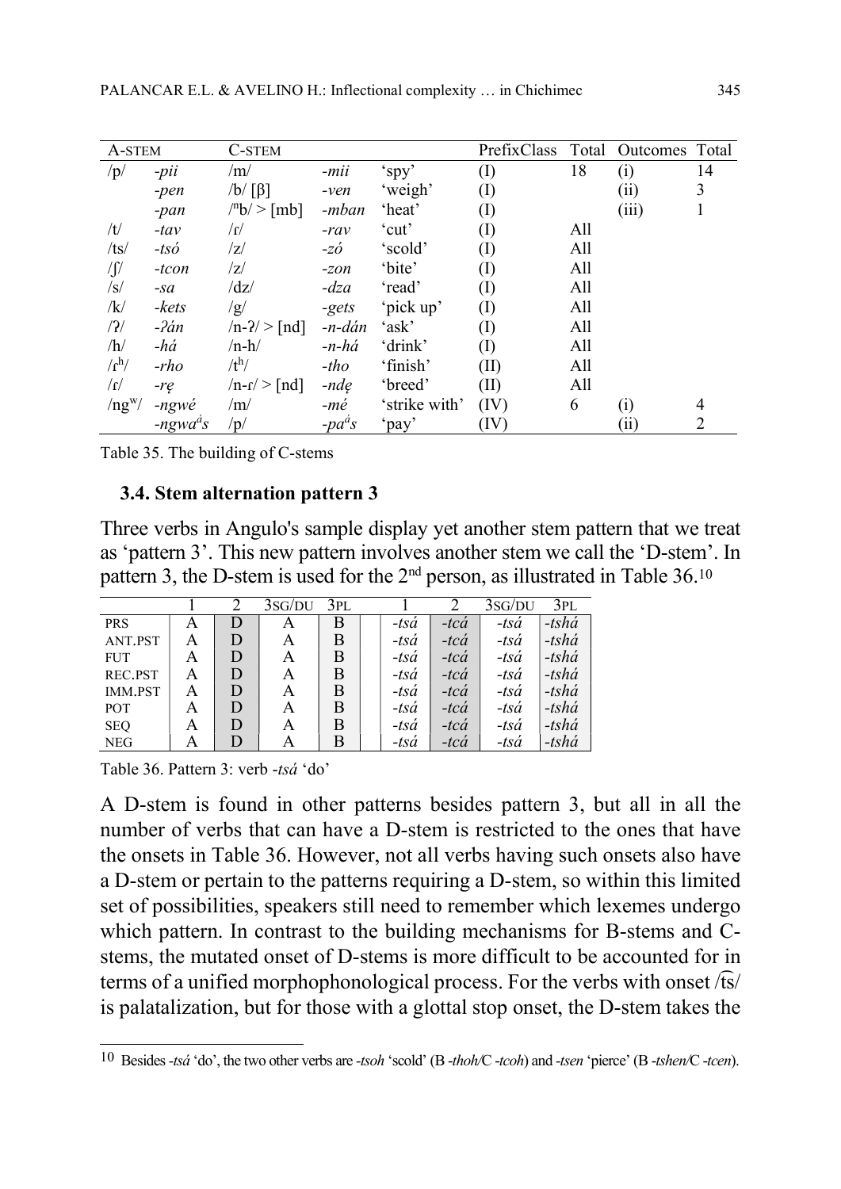| A-STEM | | C-STEM | | | PrefixClass | Total | Outcomes | Total |
|---|---|---|---|---|---|---|---|---|
| /p/ | *-pii* | /m/ | *-mii* | 'spy' | (I) | 18 | (i) | 14 |
| | *-pen* | /b/ [β] | *-ven* | 'weigh' | (I) | | (ii) | 3 |
| | *-pan* | /ᵐb/ > [mb] | *-mban* | 'heat' | (I) | | (iii) | 1 |
| /t/ | *-tav* | /ɾ/ | *-rav* | 'cut' | (I) | All | | |
| /ts/ | *-tsó* | /z/ | *-zó* | 'scold' | (I) | All | | |
| /ʃ/ | *-tcon* | /z/ | *-zon* | 'bite' | (I) | All | | |
| /s/ | *-sa* | /dz/ | *-dza* | 'read' | (I) | All | | |
| /k/ | *-kets* | /g/ | *-gets* | 'pick up' | (I) | All | | |
| /ʔ/ | *-ʔán* | /n-ʔ/ > [nd] | *-n-dán* | 'ask' | (I) | All | | |
| /h/ | *-há* | /n-h/ | *-n-há* | 'drink' | (I) | All | | |
| /ɾʰ/ | *-rho* | /tʰ/ | *-tho* | 'finish' | (II) | All | | |
| /ɾ/ | *-rę* | /n-ɾ/ > [nd] | *-ndę* | 'breed' | (II) | All | | |
| /ngʷ/ | *-ngwé* | /m/ | *-mé* | 'strike with' | (IV) | 6 | (i) | 4 |
| | *-ngwaᵃ́s* | /p/ | *-paᵃ́s* | 'pay' | (IV) | | (ii) | 2 |

Table 35. The building of C-stems

### 3.4. Stem alternation pattern 3

Three verbs in Angulo's sample display yet another stem pattern that we treat as 'pattern 3'. This new pattern involves another stem we call the 'D-stem'. In pattern 3, the D-stem is used for the 2nd person, as illustrated in Table 36.[10]

| | 1 | 2 | 3SG/DU | 3PL | 1 | 2 | 3SG/DU | 3PL |
|---|---|---|---|---|---|---|---|---|
| PRS | A | D | A | B | *-tsá* | *-tcá* | *-tsá* | *-tshá* |
| ANT.PST | A | D | A | B | *-tsá* | *-tcá* | *-tsá* | *-tshá* |
| FUT | A | D | A | B | *-tsá* | *-tcá* | *-tsá* | *-tshá* |
| REC.PST | A | D | A | B | *-tsá* | *-tcá* | *-tsá* | *-tshá* |
| IMM.PST | A | D | A | B | *-tsá* | *-tcá* | *-tsá* | *-tshá* |
| POT | A | D | A | B | *-tsá* | *-tcá* | *-tsá* | *-tshá* |
| SEQ | A | D | A | B | *-tsá* | *-tcá* | *-tsá* | *-tshá* |
| NEG | A | D | A | B | *-tsá* | *-tcá* | *-tsá* | *-tshá* |

Table 36. Pattern 3: verb *-tsá* 'do'

A D-stem is found in other patterns besides pattern 3, but all in all the number of verbs that can have a D-stem is restricted to the ones that have the onsets in Table 36. However, not all verbs having such onsets also have a D-stem or pertain to the patterns requiring a D-stem, so within this limited set of possibilities, speakers still need to remember which lexemes undergo which pattern. In contrast to the building mechanisms for B-stems and C-stems, the mutated onset of D-stems is more difficult to be accounted for in terms of a unified morphophonological process. For the verbs with onset /t͡s/ is palatalization, but for those with a glottal stop onset, the D-stem takes the

[10] Besides *-tsá* 'do', the two other verbs are *-tsoh* 'scold' (B *-thoh*/C *-tcoh*) and *-tsen* 'pierce' (B *-tshen*/C *-tcen*).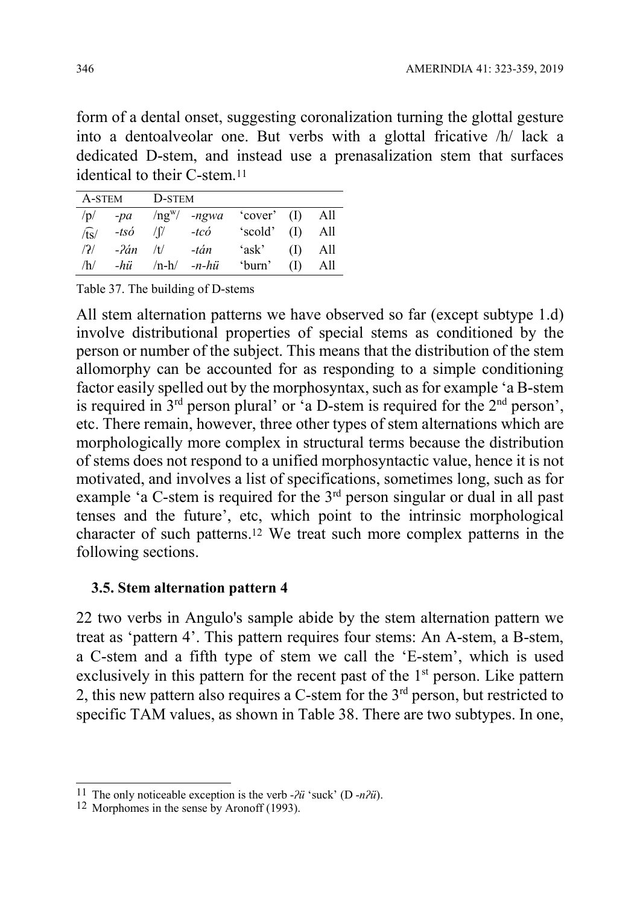form of a dental onset, suggesting coronalization turning the glottal gesture into a dentoalveolar one. But verbs with a glottal fricative /h/ lack a dedicated D-stem, and instead use a prenasalization stem that surfaces identical to their C-stem.[11]

| A-STEM | | D-STEM | | | | |
|---|---|---|---|---|---|---|
| /p/ | *-pa* | /ngʷ/ | *-ngwa* | 'cover' | (I) | All |
| /t͡s/ | *-tsó* | /ʃ/ | *-tcó* | 'scold' | (I) | All |
| /ʔ/ | *-ʔán* | /t/ | *-tán* | 'ask' | (I) | All |
| /h/ | *-hü* | /n-h/ | *-n-hü* | 'burn' | (I) | All |

Table 37. The building of D-stems

All stem alternation patterns we have observed so far (except subtype 1.d) involve distributional properties of special stems as conditioned by the person or number of the subject. This means that the distribution of the stem allomorphy can be accounted for as responding to a simple conditioning factor easily spelled out by the morphosyntax, such as for example 'a B-stem is required in 3rd person plural' or 'a D-stem is required for the 2nd person', etc. There remain, however, three other types of stem alternations which are morphologically more complex in structural terms because the distribution of stems does not respond to a unified morphosyntactic value, hence it is not motivated, and involves a list of specifications, sometimes long, such as for example 'a C-stem is required for the 3rd person singular or dual in all past tenses and the future', etc, which point to the intrinsic morphological character of such patterns.[12] We treat such more complex patterns in the following sections.

### 3.5. Stem alternation pattern 4

22 two verbs in Angulo's sample abide by the stem alternation pattern we treat as 'pattern 4'. This pattern requires four stems: An A-stem, a B-stem, a C-stem and a fifth type of stem we call the 'E-stem', which is used exclusively in this pattern for the recent past of the 1st person. Like pattern 2, this new pattern also requires a C-stem for the 3rd person, but restricted to specific TAM values, as shown in Table 38. There are two subtypes. In one,

[11] The only noticeable exception is the verb *-ʔü* 'suck' (D *-nʔü*).

[12] Morphomes in the sense by Aronoff (1993).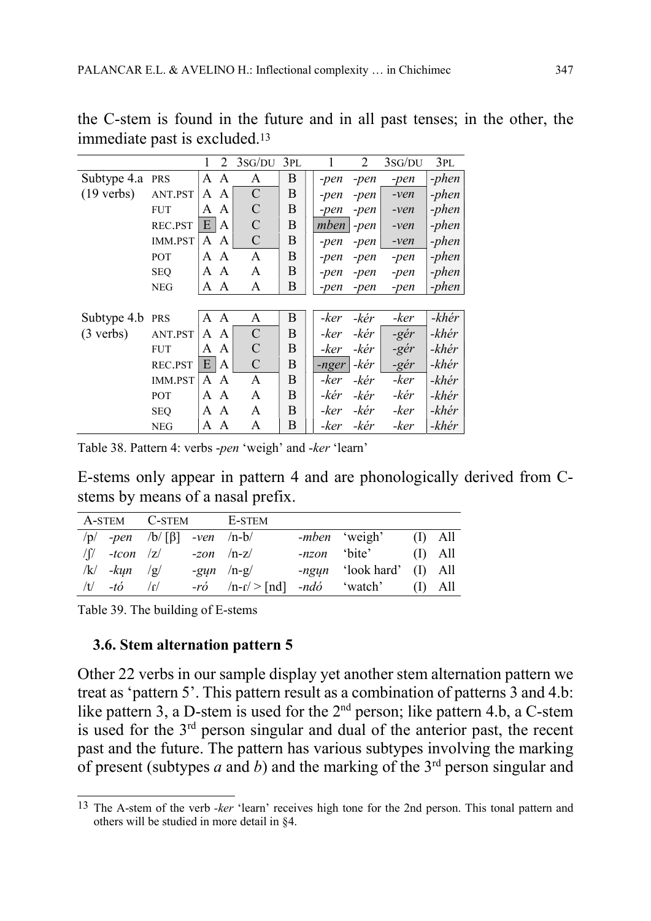the C-stem is found in the future and in all past tenses; in the other, the immediate past is excluded.[13]

| | | 1 | 2 | 3SG/DU | 3PL | 1 | 2 | 3SG/DU | 3PL |
|---|---|---|---|---|---|---|---|---|---|
| Subtype 4.a | PRS | A | A | A | B | *-pen* | *-pen* | *-pen* | *-phen* |
| (19 verbs) | ANT.PST | A | A | C | B | *-pen* | *-pen* | *-ven* | *-phen* |
| | FUT | A | A | C | B | *-pen* | *-pen* | *-ven* | *-phen* |
| | REC.PST | E | A | C | B | *mben* | *-pen* | *-ven* | *-phen* |
| | IMM.PST | A | A | C | B | *-pen* | *-pen* | *-ven* | *-phen* |
| | POT | A | A | A | B | *-pen* | *-pen* | *-pen* | *-phen* |
| | SEQ | A | A | A | B | *-pen* | *-pen* | *-pen* | *-phen* |
| | NEG | A | A | A | B | *-pen* | *-pen* | *-pen* | *-phen* |
| Subtype 4.b | PRS | A | A | A | B | *-ker* | *-kér* | *-ker* | *-khér* |
| (3 verbs) | ANT.PST | A | A | C | B | *-ker* | *-kér* | *-gér* | *-khér* |
| | FUT | A | A | C | B | *-ker* | *-kér* | *-gér* | *-khér* |
| | REC.PST | E | A | C | B | *-nger* | *-kér* | *-gér* | *-khér* |
| | IMM.PST | A | A | A | B | *-ker* | *-kér* | *-ker* | *-khér* |
| | POT | A | A | A | B | *-kér* | *-kér* | *-kér* | *-khér* |
| | SEQ | A | A | A | B | *-ker* | *-kér* | *-ker* | *-khér* |
| | NEG | A | A | A | B | *-ker* | *-kér* | *-ker* | *-khér* |

Table 38. Pattern 4: verbs *-pen* 'weigh' and *-ker* 'learn'

E-stems only appear in pattern 4 and are phonologically derived from C-stems by means of a nasal prefix.

| A-STEM | | C-STEM | | E-STEM | | | | |
|---|---|---|---|---|---|---|---|---|
| /p/ | *-pen* | /b/ [β] | *-ven* | /n-b/ | *-mben* | 'weigh' | (I) | All |
| /ʃ/ | *-tcon* | /z/ | *-zon* | /n-z/ | *-nzon* | 'bite' | (I) | All |
| /k/ | *-kṵn* | /g/ | *-gṵn* | /n-g/ | *-ngṵn* | 'look hard' | (I) | All |
| /t/ | *-tó* | /ɾ/ | *-ró* | /n-ɾ/ > [nd] | *-ndó* | 'watch' | (I) | All |

Table 39. The building of E-stems

### 3.6. Stem alternation pattern 5

Other 22 verbs in our sample display yet another stem alternation pattern we treat as 'pattern 5'. This pattern result as a combination of patterns 3 and 4.b: like pattern 3, a D-stem is used for the 2nd person; like pattern 4.b, a C-stem is used for the 3rd person singular and dual of the anterior past, the recent past and the future. The pattern has various subtypes involving the marking of present (subtypes *a* and *b*) and the marking of the 3rd person singular and

[13] The A-stem of the verb *-ker* 'learn' receives high tone for the 2nd person. This tonal pattern and others will be studied in more detail in §4.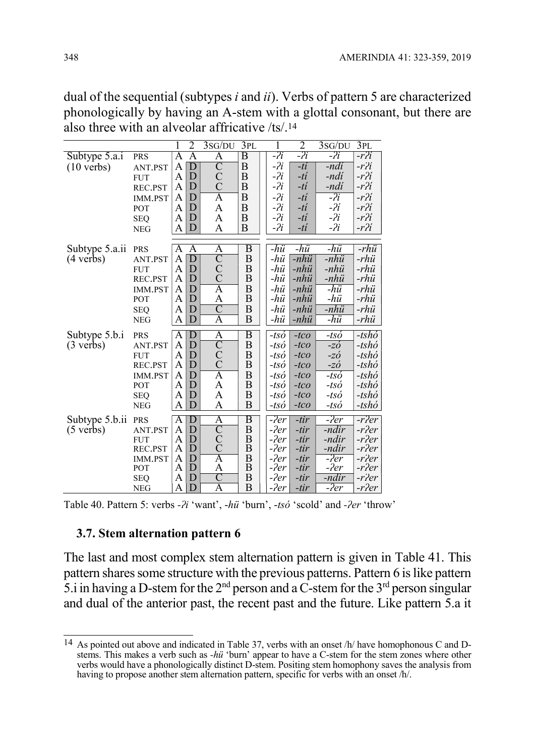dual of the sequential (subtypes *i* and *ii*). Verbs of pattern 5 are characterized phonologically by having an A-stem with a glottal consonant, but there are also three with an alveolar affricative /ts/.[14]

| | | 1 | 2 | 3SG/DU | 3PL | 1 | 2 | 3SG/DU | 3PL |
|---|---|---|---|---|---|---|---|---|---|
| Subtype 5.a.i | PRS | A | A | A | B | *-ʔi* | *-ʔi* | *-ʔi* | *-rʔí* |
| (10 verbs) | ANT.PST | A | D | C | B | *-ʔi* | *-tí* | *-ndí* | *-rʔí* |
| | FUT | A | D | C | B | *-ʔi* | *-tí* | *-ndí* | *-rʔí* |
| | REC.PST | A | D | C | B | *-ʔi* | *-tí* | *-ndí* | *-rʔí* |
| | IMM.PST | A | D | A | B | *-ʔi* | *-tí* | *-ʔi* | *-rʔí* |
| | POT | A | D | A | B | *-ʔi* | *-tí* | *-ʔí* | *-rʔí* |
| | SEQ | A | D | A | B | *-ʔi* | *-tí* | *-ʔi* | *-rʔí* |
| | NEG | A | D | A | B | *-ʔi* | *-tí* | *-ʔi* | *-rʔí* |
| Subtype 5.a.ii | PRS | A | A | A | B | *-hü* | *-hü* | *-hü* | *-rhü* |
| (4 verbs) | ANT.PST | A | D | C | B | *-hü* | *-nhü* | *-nhü* | *-rhü* |
| | FUT | A | D | C | B | *-hü* | *-nhü* | *-nhü* | *-rhü* |
| | REC.PST | A | D | C | B | *-hü* | *-nhü* | *-nhü* | *-rhü* |
| | IMM.PST | A | D | A | B | *-hü* | *-nhü* | *-hü* | *-rhü* |
| | POT | A | D | A | B | *-hü* | *-nhü* | *-hü* | *-rhü* |
| | SEQ | A | D | C | B | *-hü* | *-nhü* | *-nhü* | *-rhü* |
| | NEG | A | D | A | B | *-hü* | *-nhü* | *-hü* | *-rhü* |
| Subtype 5.b.i | PRS | A | D | A | B | *-tsó* | *-tco* | *-tsó* | *-tshó* |
| (3 verbs) | ANT.PST | A | D | C | B | *-tsó* | *-tco* | *-zó* | *-tshó* |
| | FUT | A | D | C | B | *-tsó* | *-tco* | *-zó* | *-tshó* |
| | REC.PST | A | D | C | B | *-tsó* | *-tco* | *-zó* | *-tshó* |
| | IMM.PST | A | D | A | B | *-tsó* | *-tco* | *-tsó* | *-tshó* |
| | POT | A | D | A | B | *-tsó* | *-tco* | *-tsó* | *-tshó* |
| | SEQ | A | D | A | B | *-tsó* | *-tco* | *-tsó* | *-tshó* |
| | NEG | A | D | A | B | *-tsó* | *-tco* | *-tsó* | *-tshó* |
| Subtype 5.b.ii | PRS | A | D | A | B | *-ʔer* | *-tir* | *-ʔer* | *-rʔer* |
| (5 verbs) | ANT.PST | A | D | C | B | *-ʔer* | *-tir* | *-ndir* | *-rʔer* |
| | FUT | A | D | C | B | *-ʔer* | *-tir* | *-ndir* | *-rʔer* |
| | REC.PST | A | D | C | B | *-ʔer* | *-tir* | *-ndir* | *-rʔer* |
| | IMM.PST | A | D | A | B | *-ʔer* | *-tir* | *-ʔer* | *-rʔer* |
| | POT | A | D | A | B | *-ʔer* | *-tir* | *-ʔer* | *-rʔer* |
| | SEQ | A | D | C | B | *-ʔer* | *-tir* | *-ndir* | *-rʔer* |
| | NEG | A | D | A | B | *-ʔer* | *-tir* | *-ʔer* | *-rʔer* |

Table 40. Pattern 5: verbs *-ʔi* 'want', *-hü* 'burn', *-tsó* 'scold' and *-ʔer* 'throw'

### 3.7. Stem alternation pattern 6

The last and most complex stem alternation pattern is given in Table 41. This pattern shares some structure with the previous patterns. Pattern 6 is like pattern 5.i in having a D-stem for the 2nd person and a C-stem for the 3rd person singular and dual of the anterior past, the recent past and the future. Like pattern 5.a it

---

[14] As pointed out above and indicated in Table 37, verbs with an onset /h/ have homophonous C and D-stems. This makes a verb such as *-hü* 'burn' appear to have a C-stem for the stem zones where other verbs would have a phonologically distinct D-stem. Positing stem homophony saves the analysis from having to propose another stem alternation pattern, specific for verbs with an onset /h/.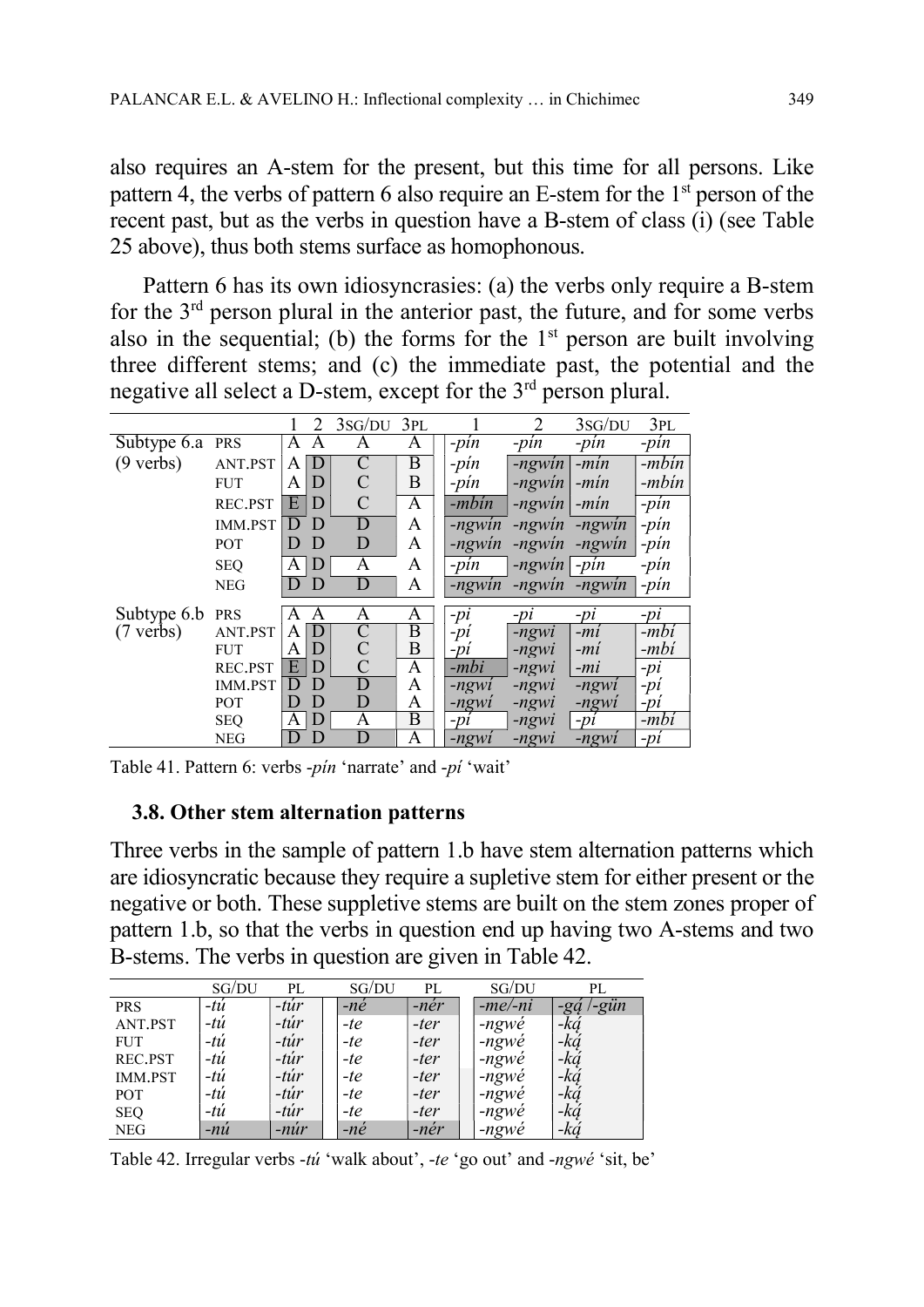also requires an A-stem for the present, but this time for all persons. Like pattern 4, the verbs of pattern 6 also require an E-stem for the 1st person of the recent past, but as the verbs in question have a B-stem of class (i) (see Table 25 above), thus both stems surface as homophonous.

Pattern 6 has its own idiosyncrasies: (a) the verbs only require a B-stem for the 3rd person plural in the anterior past, the future, and for some verbs also in the sequential; (b) the forms for the 1st person are built involving three different stems; and (c) the immediate past, the potential and the negative all select a D-stem, except for the 3rd person plural.

| | | 1 | 2 | 3SG/DU | 3PL | 1 | 2 | 3SG/DU | 3PL |
|---|---|---|---|---|---|---|---|---|---|
| Subtype 6.a | PRS | A | A | A | A | *-pín* | *-pín* | *-pín* | *-pín* |
| (9 verbs) | ANT.PST | A | D | C | B | *-pín* | *-ngwín* | *-mín* | *-mbín* |
| | FUT | A | D | C | B | *-pín* | *-ngwín* | *-mín* | *-mbín* |
| | REC.PST | E | D | C | A | *-mbín* | *-ngwín* | *-mín* | *-pín* |
| | IMM.PST | D | D | D | A | *-ngwín* | *-ngwín* | *-ngwín* | *-pín* |
| | POT | D | D | D | A | *-ngwín* | *-ngwín* | *-ngwín* | *-pín* |
| | SEQ | A | D | A | A | *-pín* | *-ngwín* | *-pín* | *-pín* |
| | NEG | D | D | D | A | *-ngwín* | *-ngwín* | *-ngwín* | *-pín* |
| Subtype 6.b | PRS | A | A | A | A | *-pi* | *-pi* | *-pi* | *-pi* |
| (7 verbs) | ANT.PST | A | D | C | B | *-pí* | *-ngwi* | *-mí* | *-mbí* |
| | FUT | A | D | C | B | *-pí* | *-ngwi* | *-mí* | *-mbí* |
| | REC.PST | E | D | C | A | *-mbi* | *-ngwi* | *-mi* | *-pi* |
| | IMM.PST | D | D | D | A | *-ngwí* | *-ngwi* | *-ngwí* | *-pí* |
| | POT | D | D | D | A | *-ngwí* | *-ngwi* | *-ngwí* | *-pí* |
| | SEQ | A | D | A | B | *-pí* | *-ngwi* | *-pí* | *-mbí* |
| | NEG | D | D | D | A | *-ngwí* | *-ngwi* | *-ngwí* | *-pí* |

Table 41. Pattern 6: verbs *-pín* 'narrate' and *-pí* 'wait'

### 3.8. Other stem alternation patterns

Three verbs in the sample of pattern 1.b have stem alternation patterns which are idiosyncratic because they require a supletive stem for either present or the negative or both. These suppletive stems are built on the stem zones proper of pattern 1.b, so that the verbs in question end up having two A-stems and two B-stems. The verbs in question are given in Table 42.

| | SG/DU | PL | SG/DU | PL | SG/DU | PL |
|---|---|---|---|---|---|---|
| PRS | *-tú* | *-túr* | *-né* | *-nér* | *-me/-ni* | *-gą́ /-gün* |
| ANT.PST | *-tú* | *-túr* | *-te* | *-ter* | *-ngwé* | *-ką́* |
| FUT | *-tú* | *-túr* | *-te* | *-ter* | *-ngwé* | *-ką́* |
| REC.PST | *-tú* | *-túr* | *-te* | *-ter* | *-ngwé* | *-ką́* |
| IMM.PST | *-tú* | *-túr* | *-te* | *-ter* | *-ngwé* | *-ką́* |
| POT | *-tú* | *-túr* | *-te* | *-ter* | *-ngwé* | *-ką́* |
| SEQ | *-tú* | *-túr* | *-te* | *-ter* | *-ngwé* | *-ką́* |
| NEG | *-nú* | *-núr* | *-né* | *-nér* | *-ngwé* | *-ką́* |

Table 42. Irregular verbs *-tú* 'walk about', *-te* 'go out' and *-ngwé* 'sit, be'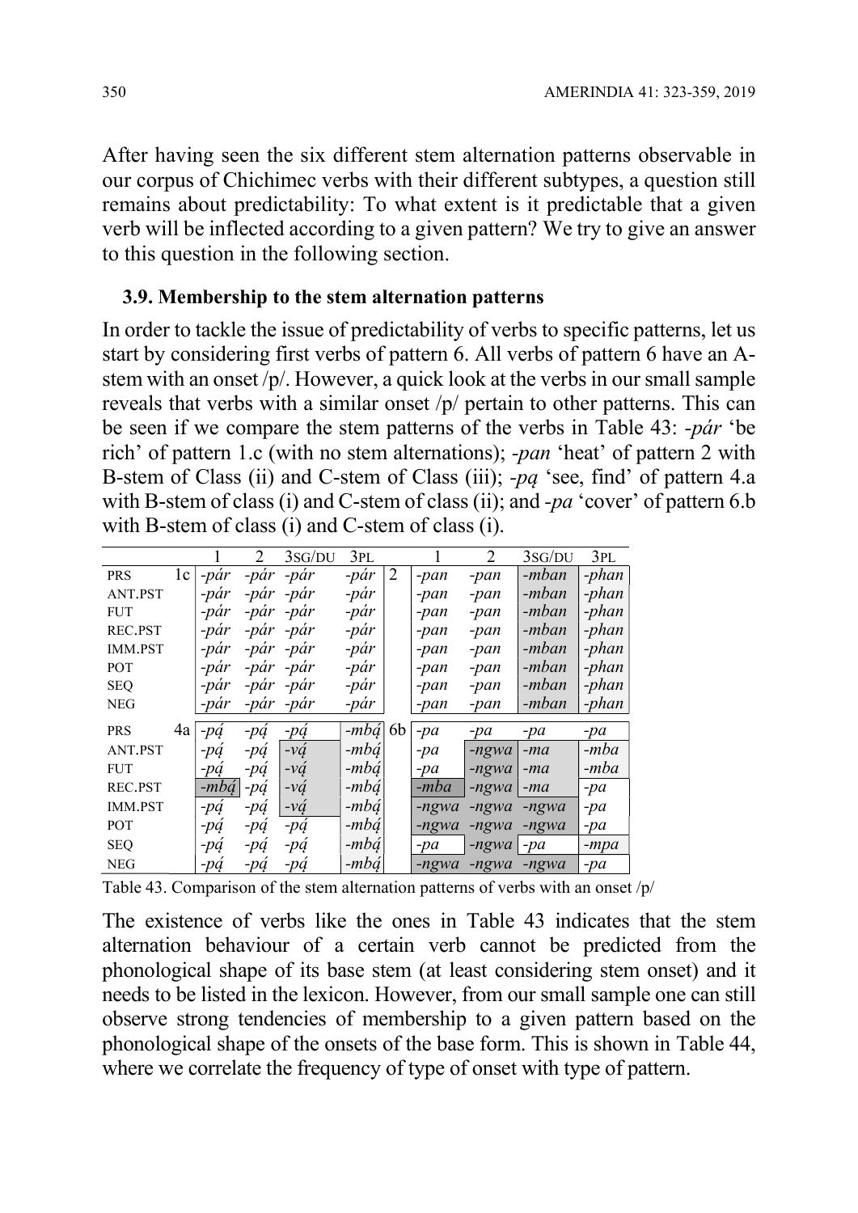After having seen the six different stem alternation patterns observable in our corpus of Chichimec verbs with their different subtypes, a question still remains about predictability: To what extent is it predictable that a given verb will be inflected according to a given pattern? We try to give an answer to this question in the following section.

### 3.9. Membership to the stem alternation patterns

In order to tackle the issue of predictability of verbs to specific patterns, let us start by considering first verbs of pattern 6. All verbs of pattern 6 have an A-stem with an onset /p/. However, a quick look at the verbs in our small sample reveals that verbs with a similar onset /p/ pertain to other patterns. This can be seen if we compare the stem patterns of the verbs in Table 43: *-pár* 'be rich' of pattern 1.c (with no stem alternations); *-pan* 'heat' of pattern 2 with B-stem of Class (ii) and C-stem of Class (iii); *-pą* 'see, find' of pattern 4.a with B-stem of class (i) and C-stem of class (ii); and *-pa* 'cover' of pattern 6.b with B-stem of class (i) and C-stem of class (i).

| | | 1 | 2 | 3SG/DU | 3PL | | 1 | 2 | 3SG/DU | 3PL |
|---|---|---|---|---|---|---|---|---|---|---|
| PRS | 1c | *-pár* | *-pár* | *-pár* | *-pár* | 2 | *-pan* | *-pan* | *-mban* | *-phan* |
| ANT.PST | | *-pár* | *-pár* | *-pár* | *-pár* | | *-pan* | *-pan* | *-mban* | *-phan* |
| FUT | | *-pár* | *-pár* | *-pár* | *-pár* | | *-pan* | *-pan* | *-mban* | *-phan* |
| REC.PST | | *-pár* | *-pár* | *-pár* | *-pár* | | *-pan* | *-pan* | *-mban* | *-phan* |
| IMM.PST | | *-pár* | *-pár* | *-pár* | *-pár* | | *-pan* | *-pan* | *-mban* | *-phan* |
| POT | | *-pár* | *-pár* | *-pár* | *-pár* | | *-pan* | *-pan* | *-mban* | *-phan* |
| SEQ | | *-pár* | *-pár* | *-pár* | *-pár* | | *-pan* | *-pan* | *-mban* | *-phan* |
| NEG | | *-pár* | *-pár* | *-pár* | *-pár* | | *-pan* | *-pan* | *-mban* | *-phan* |
| PRS | 4a | *-pą́* | *-pą́* | *-pą́* | *-mbą́* | 6b | *-pa* | *-pa* | *-pa* | *-pa* |
| ANT.PST | | *-pą́* | *-pą́* | *-vą́* | *-mbą́* | | *-pa* | *-ngwa* | *-ma* | *-mba* |
| FUT | | *-pą́* | *-pą́* | *-vą́* | *-mbą́* | | *-pa* | *-ngwa* | *-ma* | *-mba* |
| REC.PST | | *-mbą́* | *-pą́* | *-vą́* | *-mbą́* | | *-mba* | *-ngwa* | *-ma* | *-pa* |
| IMM.PST | | *-pą́* | *-pą́* | *-vą́* | *-mbą́* | | *-ngwa* | *-ngwa* | *-ngwa* | *-pa* |
| POT | | *-pą́* | *-pą́* | *-pą́* | *-mbą́* | | *-ngwa* | *-ngwa* | *-ngwa* | *-pa* |
| SEQ | | *-pą́* | *-pą́* | *-pą́* | *-mbą́* | | *-pa* | *-ngwa* | *-pa* | *-mpa* |
| NEG | | *-pą́* | *-pą́* | *-pą́* | *-mbą́* | | *-ngwa* | *-ngwa* | *-ngwa* | *-pa* |

Table 43. Comparison of the stem alternation patterns of verbs with an onset /p/

The existence of verbs like the ones in Table 43 indicates that the stem alternation behaviour of a certain verb cannot be predicted from the phonological shape of its base stem (at least considering stem onset) and it needs to be listed in the lexicon. However, from our small sample one can still observe strong tendencies of membership to a given pattern based on the phonological shape of the onsets of the base form. This is shown in Table 44, where we correlate the frequency of type of onset with type of pattern.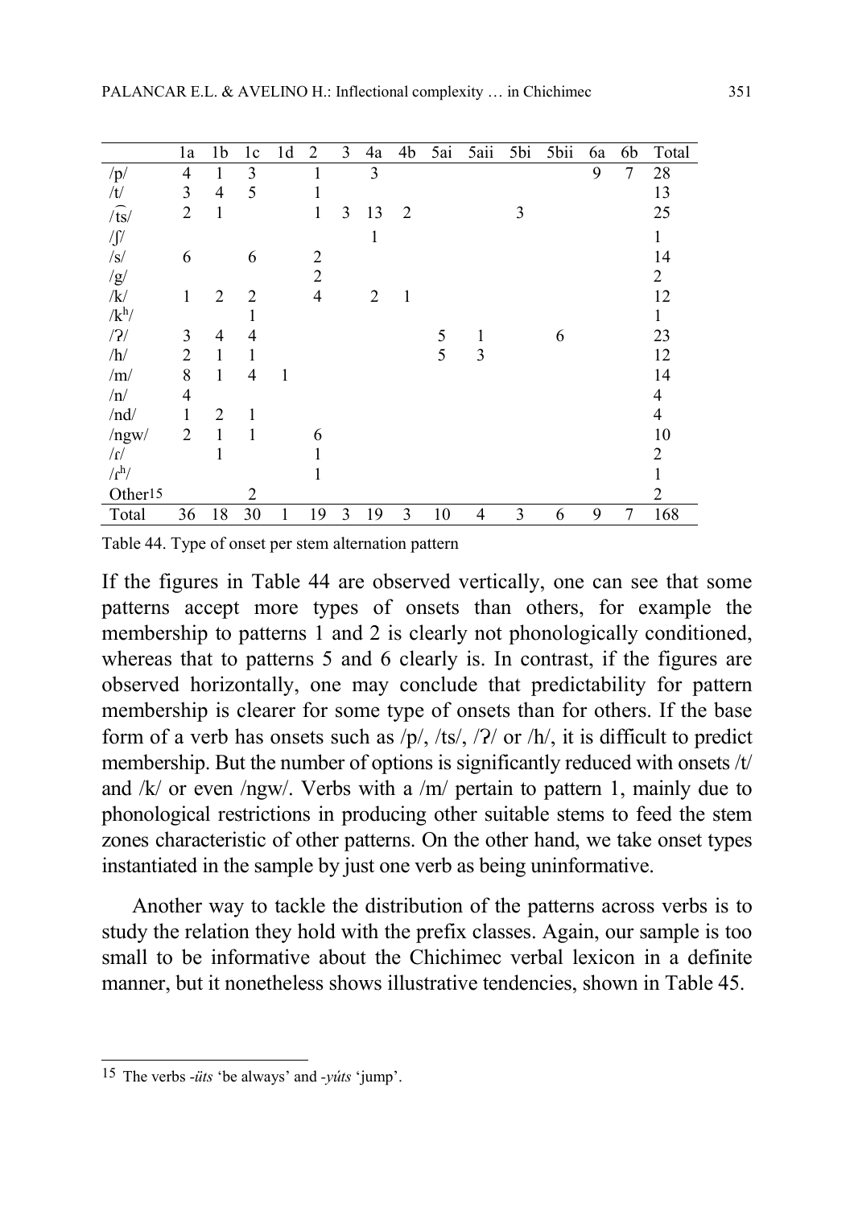| | 1a | 1b | 1c | 1d | 2 | 3 | 4a | 4b | 5ai | 5aii | 5bi | 5bii | 6a | 6b | Total |
|---|---|---|---|---|---|---|---|---|---|---|---|---|---|---|---|
| /p/ | 4 | 1 | 3 | | 1 | | 3 | | | | | | 9 | 7 | 28 |
| /t/ | 3 | 4 | 5 | | 1 | | | | | | | | | | 13 |
| /t͡s/ | 2 | 1 | | | 1 | 3 | 13 | 2 | | | 3 | | | | 25 |
| /ʃ/ | | | | | | | 1 | | | | | | | | 1 |
| /s/ | 6 | | 6 | | 2 | | | | | | | | | | 14 |
| /g/ | | | | | 2 | | | | | | | | | | 2 |
| /k/ | 1 | 2 | 2 | | 4 | | 2 | 1 | | | | | | | 12 |
| /kʰ/ | | | 1 | | | | | | | | | | | | 1 |
| /ʔ/ | 3 | 4 | 4 | | | | | | 5 | 1 | | 6 | | | 23 |
| /h/ | 2 | 1 | 1 | | | | | | 5 | 3 | | | | | 12 |
| /m/ | 8 | 1 | 4 | 1 | | | | | | | | | | | 14 |
| /n/ | 4 | | | | | | | | | | | | | | 4 |
| /nd/ | 1 | 2 | 1 | | | | | | | | | | | | 4 |
| /ngw/ | 2 | 1 | 1 | | 6 | | | | | | | | | | 10 |
| /ɾ/ | | 1 | | | 1 | | | | | | | | | | 2 |
| /ɾʰ/ | | | | | 1 | | | | | | | | | | 1 |
| Other[15] | | | 2 | | | | | | | | | | | | 2 |
| Total | 36 | 18 | 30 | 1 | 19 | 3 | 19 | 3 | 10 | 4 | 3 | 6 | 9 | 7 | 168 |

Table 44. Type of onset per stem alternation pattern

If the figures in Table 44 are observed vertically, one can see that some patterns accept more types of onsets than others, for example the membership to patterns 1 and 2 is clearly not phonologically conditioned, whereas that to patterns 5 and 6 clearly is. In contrast, if the figures are observed horizontally, one may conclude that predictability for pattern membership is clearer for some type of onsets than for others. If the base form of a verb has onsets such as /p/, /ts/, /ʔ/ or /h/, it is difficult to predict membership. But the number of options is significantly reduced with onsets /t/ and /k/ or even /ngw/. Verbs with a /m/ pertain to pattern 1, mainly due to phonological restrictions in producing other suitable stems to feed the stem zones characteristic of other patterns. On the other hand, we take onset types instantiated in the sample by just one verb as being uninformative.

Another way to tackle the distribution of the patterns across verbs is to study the relation they hold with the prefix classes. Again, our sample is too small to be informative about the Chichimec verbal lexicon in a definite manner, but it nonetheless shows illustrative tendencies, shown in Table 45.

[15] The verbs *-üts* 'be always' and *-yúts* 'jump'.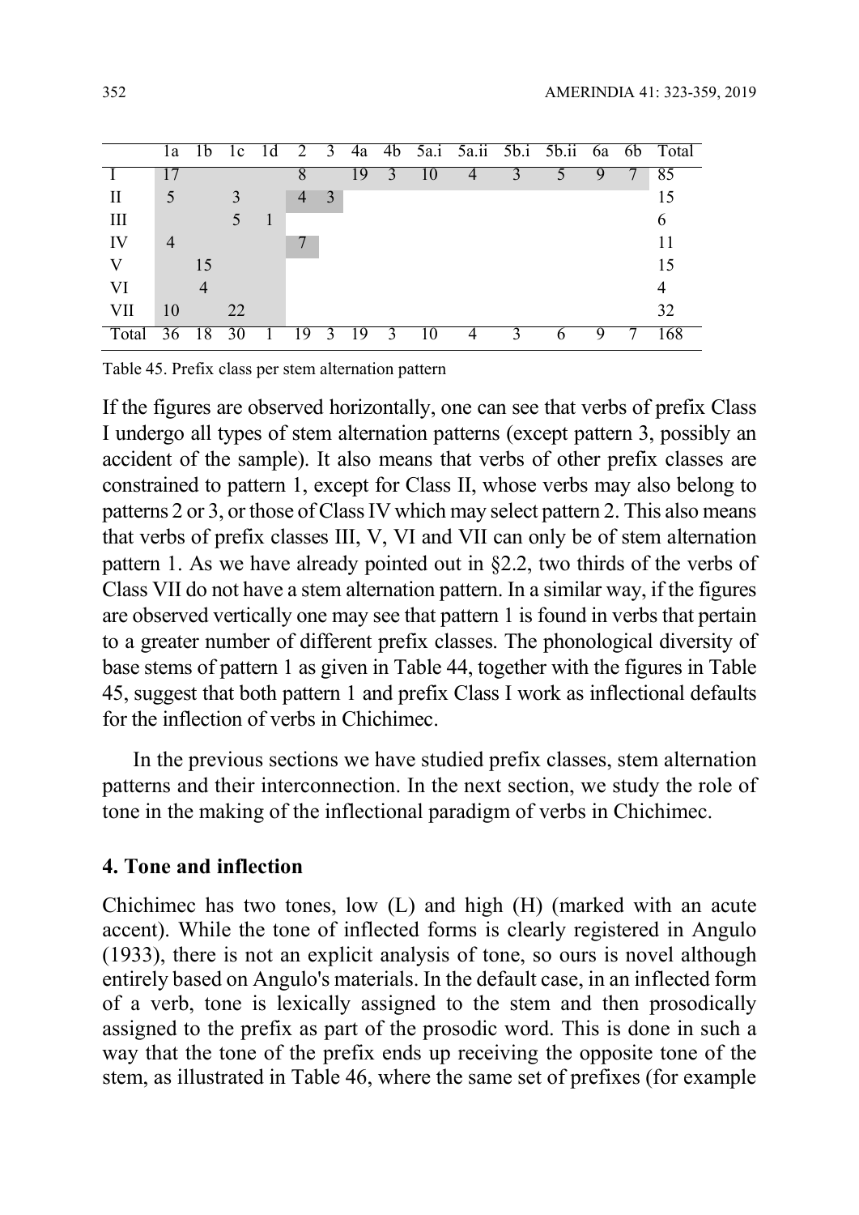| | 1a | 1b | 1c | 1d | 2 | 3 | 4a | 4b | 5a.i | 5a.ii | 5b.i | 5b.ii | 6a | 6b | Total |
|---|---|---|---|---|---|---|---|---|---|---|---|---|---|---|---|
| I | 17 | | | | 8 | | 19 | 3 | 10 | 4 | 3 | 5 | 9 | 7 | 85 |
| II | 5 | | 3 | | 4 | 3 | | | | | | | | | 15 |
| III | | | 5 | 1 | | | | | | | | | | | 6 |
| IV | 4 | | | | 7 | | | | | | | | | | 11 |
| V | | 15 | | | | | | | | | | | | | 15 |
| VI | | 4 | | | | | | | | | | | | | 4 |
| VII | 10 | | 22 | | | | | | | | | | | | 32 |
| Total | 36 | 18 | 30 | 1 | 19 | 3 | 19 | 3 | 10 | 4 | 3 | 6 | 9 | 7 | 168 |

Table 45. Prefix class per stem alternation pattern

If the figures are observed horizontally, one can see that verbs of prefix Class I undergo all types of stem alternation patterns (except pattern 3, possibly an accident of the sample). It also means that verbs of other prefix classes are constrained to pattern 1, except for Class II, whose verbs may also belong to patterns 2 or 3, or those of Class IV which may select pattern 2. This also means that verbs of prefix classes III, V, VI and VII can only be of stem alternation pattern 1. As we have already pointed out in §2.2, two thirds of the verbs of Class VII do not have a stem alternation pattern. In a similar way, if the figures are observed vertically one may see that pattern 1 is found in verbs that pertain to a greater number of different prefix classes. The phonological diversity of base stems of pattern 1 as given in Table 44, together with the figures in Table 45, suggest that both pattern 1 and prefix Class I work as inflectional defaults for the inflection of verbs in Chichimec.

In the previous sections we have studied prefix classes, stem alternation patterns and their interconnection. In the next section, we study the role of tone in the making of the inflectional paradigm of verbs in Chichimec.

## 4. Tone and inflection

Chichimec has two tones, low (L) and high (H) (marked with an acute accent). While the tone of inflected forms is clearly registered in Angulo (1933), there is not an explicit analysis of tone, so ours is novel although entirely based on Angulo's materials. In the default case, in an inflected form of a verb, tone is lexically assigned to the stem and then prosodically assigned to the prefix as part of the prosodic word. This is done in such a way that the tone of the prefix ends up receiving the opposite tone of the stem, as illustrated in Table 46, where the same set of prefixes (for example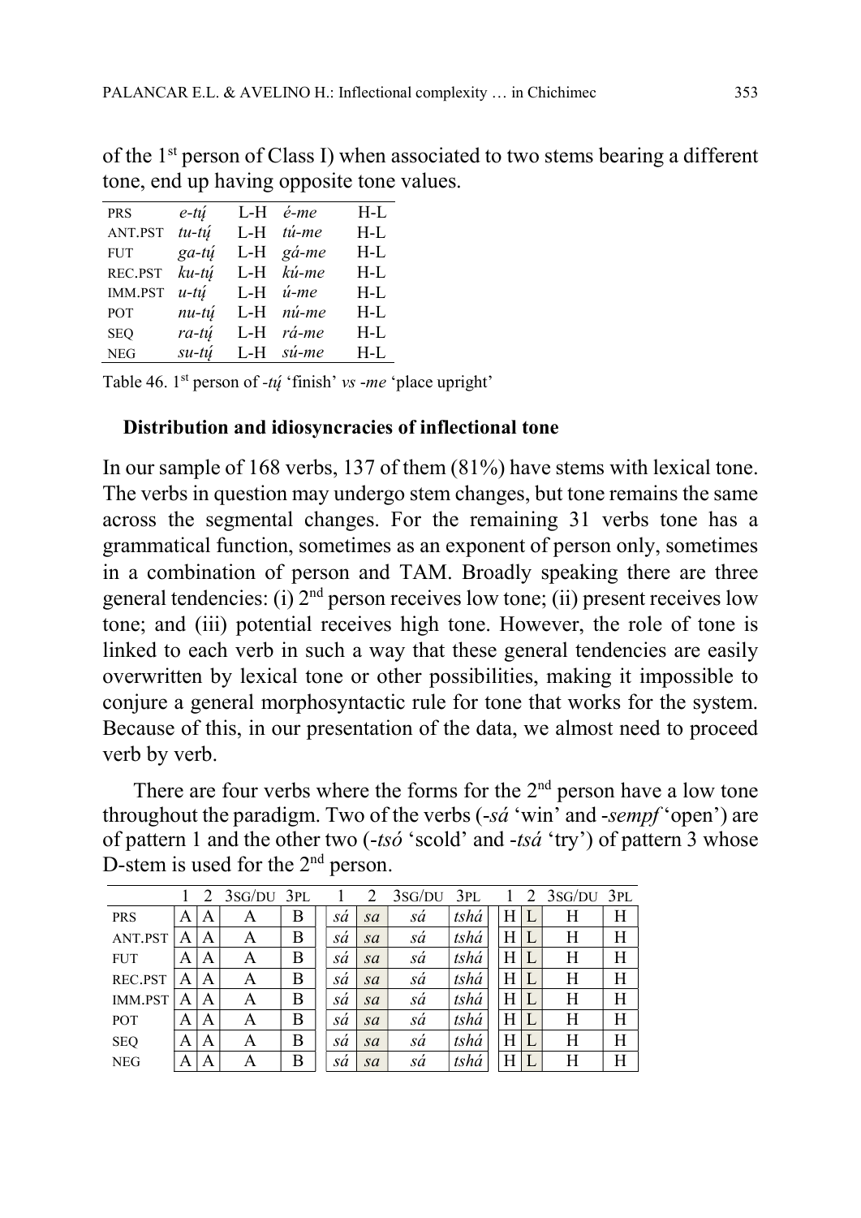of the 1st person of Class I) when associated to two stems bearing a different tone, end up having opposite tone values.

| | | | | |
|---|---|---|---|---|
| PRS | *e-tų́* | L-H | *é-me* | H-L |
| ANT.PST | *tu-tų́* | L-H | *tú-me* | H-L |
| FUT | *ga-tų́* | L-H | *gá-me* | H-L |
| REC.PST | *ku-tų́* | L-H | *kú-me* | H-L |
| IMM.PST | *u-tų́* | L-H | *ú-me* | H-L |
| POT | *nu-tų́* | L-H | *nú-me* | H-L |
| SEQ | *ra-tų́* | L-H | *rá-me* | H-L |
| NEG | *su-tų́* | L-H | *sú-me* | H-L |

Table 46. 1st person of *-tų́* 'finish' *vs -me* 'place upright'

**Distribution and idiosyncracies of inflectional tone**

In our sample of 168 verbs, 137 of them (81%) have stems with lexical tone. The verbs in question may undergo stem changes, but tone remains the same across the segmental changes. For the remaining 31 verbs tone has a grammatical function, sometimes as an exponent of person only, sometimes in a combination of person and TAM. Broadly speaking there are three general tendencies: (i) 2nd person receives low tone; (ii) present receives low tone; and (iii) potential receives high tone. However, the role of tone is linked to each verb in such a way that these general tendencies are easily overwritten by lexical tone or other possibilities, making it impossible to conjure a general morphosyntactic rule for tone that works for the system. Because of this, in our presentation of the data, we almost need to proceed verb by verb.

There are four verbs where the forms for the 2nd person have a low tone throughout the paradigm. Two of the verbs (*-sá* 'win' and *-sempf* 'open') are of pattern 1 and the other two (*-tsó* 'scold' and *-tsá* 'try') of pattern 3 whose D-stem is used for the 2nd person.

| | 1 | 2 | 3SG/DU | 3PL | 1 | 2 | 3SG/DU | 3PL | 1 | 2 | 3SG/DU | 3PL |
|---|---|---|---|---|---|---|---|---|---|---|---|---|
| PRS | A | A | A | B | *sá* | *sa* | *sá* | *tshá* | H | L | H | H |
| ANT.PST | A | A | A | B | *sá* | *sa* | *sá* | *tshá* | H | L | H | H |
| FUT | A | A | A | B | *sá* | *sa* | *sá* | *tshá* | H | L | H | H |
| REC.PST | A | A | A | B | *sá* | *sa* | *sá* | *tshá* | H | L | H | H |
| IMM.PST | A | A | A | B | *sá* | *sa* | *sá* | *tshá* | H | L | H | H |
| POT | A | A | A | B | *sá* | *sa* | *sá* | *tshá* | H | L | H | H |
| SEQ | A | A | A | B | *sá* | *sa* | *sá* | *tshá* | H | L | H | H |
| NEG | A | A | A | B | *sá* | *sa* | *sá* | *tshá* | H | L | H | H |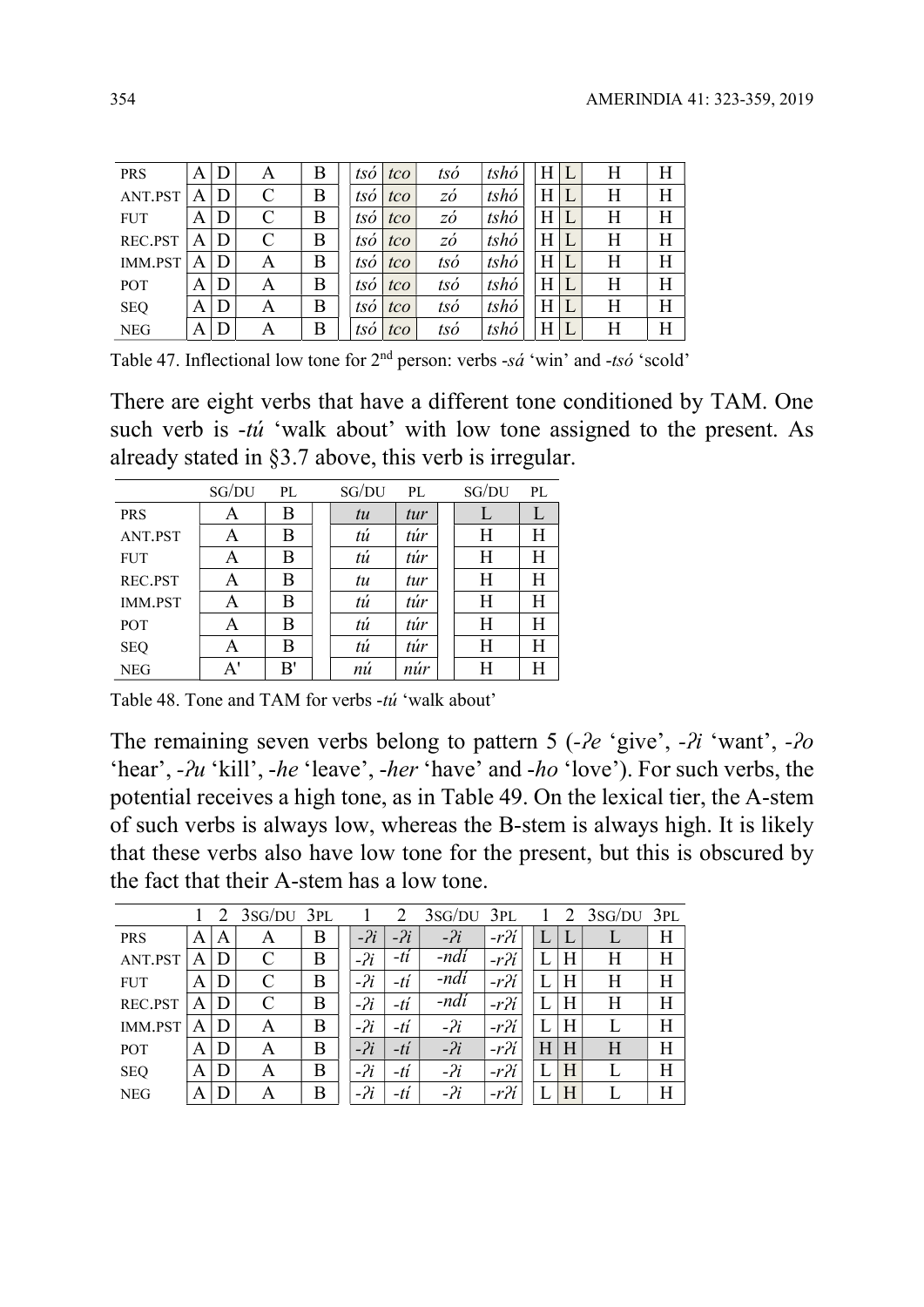| PRS | A | D | A | B | *tsó* | *tco* | *tsó* | *tshó* | H | L | H | H |
|---|---|---|---|---|---|---|---|---|---|---|---|---|
| ANT.PST | A | D | C | B | *tsó* | *tco* | *zó* | *tshó* | H | L | H | H |
| FUT | A | D | C | B | *tsó* | *tco* | *zó* | *tshó* | H | L | H | H |
| REC.PST | A | D | C | B | *tsó* | *tco* | *zó* | *tshó* | H | L | H | H |
| IMM.PST | A | D | A | B | *tsó* | *tco* | *tsó* | *tshó* | H | L | H | H |
| POT | A | D | A | B | *tsó* | *tco* | *tsó* | *tshó* | H | L | H | H |
| SEQ | A | D | A | B | *tsó* | *tco* | *tsó* | *tshó* | H | L | H | H |
| NEG | A | D | A | B | *tsó* | *tco* | *tsó* | *tshó* | H | L | H | H |

Table 47. Inflectional low tone for 2nd person: verbs -*sá* 'win' and -*tsó* 'scold'

There are eight verbs that have a different tone conditioned by TAM. One such verb is -*tú* 'walk about' with low tone assigned to the present. As already stated in §3.7 above, this verb is irregular.

| | SG/DU | PL | SG/DU | PL | SG/DU | PL |
|---|---|---|---|---|---|---|
| PRS | A | B | *tu* | *tur* | L | L |
| ANT.PST | A | B | *tú* | *túr* | H | H |
| FUT | A | B | *tú* | *túr* | H | H |
| REC.PST | A | B | *tu* | *tur* | H | H |
| IMM.PST | A | B | *tú* | *túr* | H | H |
| POT | A | B | *tú* | *túr* | H | H |
| SEQ | A | B | *tú* | *túr* | H | H |
| NEG | A' | B' | *nú* | *núr* | H | H |

Table 48. Tone and TAM for verbs -*tú* 'walk about'

The remaining seven verbs belong to pattern 5 (-*ʔe* 'give', -*ʔi* 'want', -*ʔo* 'hear', -*ʔu* 'kill', -*he* 'leave', -*her* 'have' and -*ho* 'love'). For such verbs, the potential receives a high tone, as in Table 49. On the lexical tier, the A-stem of such verbs is always low, whereas the B-stem is always high. It is likely that these verbs also have low tone for the present, but this is obscured by the fact that their A-stem has a low tone.

| | 1 | 2 | 3SG/DU | 3PL | 1 | 2 | 3SG/DU | 3PL | 1 | 2 | 3SG/DU | 3PL |
|---|---|---|---|---|---|---|---|---|---|---|---|---|
| PRS | A | A | A | B | *-ʔi* | *-ʔi* | *-ʔi* | *-rʔí* | L | L | L | H |
| ANT.PST | A | D | C | B | *-ʔi* | *-tí* | *-ndí* | *-rʔí* | L | H | H | H |
| FUT | A | D | C | B | *-ʔi* | *-tí* | *-ndí* | *-rʔí* | L | H | H | H |
| REC.PST | A | D | C | B | *-ʔi* | *-tí* | *-ndí* | *-rʔí* | L | H | H | H |
| IMM.PST | A | D | A | B | *-ʔi* | *-tí* | *-ʔi* | *-rʔí* | L | H | L | H |
| POT | A | D | A | B | *-ʔí* | *-tí* | *-ʔí* | *-rʔí* | H | H | H | H |
| SEQ | A | D | A | B | *-ʔi* | *-tí* | *-ʔi* | *-rʔí* | L | H | L | H |
| NEG | A | D | A | B | *-ʔi* | *-tí* | *-ʔi* | *-rʔí* | L | H | L | H |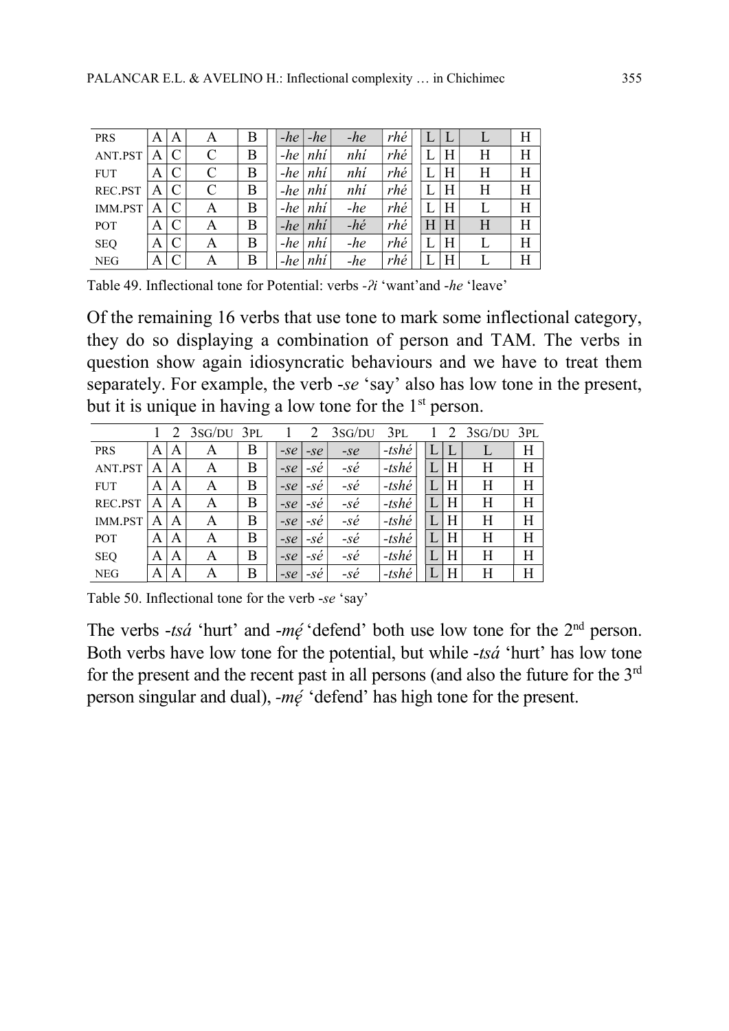|  |  |  |  |  |  |  |  |  |  |  |  |  |
|---|---|---|---|---|---|---|---|---|---|---|---|---|
| PRS | A | A | A | B | *-he* | *-he* | *-he* | *rhé* | L | L | L | H |
| ANT.PST | A | C | C | B | *-he* | *nhí* | *nhí* | *rhé* | L | H | H | H |
| FUT | A | C | C | B | *-he* | *nhí* | *nhí* | *rhé* | L | H | H | H |
| REC.PST | A | C | C | B | *-he* | *nhí* | *nhí* | *rhé* | L | H | H | H |
| IMM.PST | A | C | A | B | *-he* | *nhí* | *-he* | *rhé* | L | H | L | H |
| POT | A | C | A | B | *-he* | *nhí* | *-hé* | *rhé* | H | H | H | H |
| SEQ | A | C | A | B | *-he* | *nhí* | *-he* | *rhé* | L | H | L | H |
| NEG | A | C | A | B | *-he* | *nhí* | *-he* | *rhé* | L | H | L | H |

Table 49. Inflectional tone for Potential: verbs *-ʔi* 'want'and *-he* 'leave'

Of the remaining 16 verbs that use tone to mark some inflectional category, they do so displaying a combination of person and TAM. The verbs in question show again idiosyncratic behaviours and we have to treat them separately. For example, the verb *-se* 'say' also has low tone in the present, but it is unique in having a low tone for the 1st person.

|  | 1 | 2 | 3SG/DU | 3PL | 1 | 2 | 3SG/DU | 3PL | 1 | 2 | 3SG/DU | 3PL |
|---|---|---|---|---|---|---|---|---|---|---|---|---|
| PRS | A | A | A | B | *-se* | *-se* | *-se* | *-tshé* | L | L | L | H |
| ANT.PST | A | A | A | B | *-se* | *-sé* | *-sé* | *-tshé* | L | H | H | H |
| FUT | A | A | A | B | *-se* | *-sé* | *-sé* | *-tshé* | L | H | H | H |
| REC.PST | A | A | A | B | *-se* | *-sé* | *-sé* | *-tshé* | L | H | H | H |
| IMM.PST | A | A | A | B | *-se* | *-sé* | *-sé* | *-tshé* | L | H | H | H |
| POT | A | A | A | B | *-se* | *-sé* | *-sé* | *-tshé* | L | H | H | H |
| SEQ | A | A | A | B | *-se* | *-sé* | *-sé* | *-tshé* | L | H | H | H |
| NEG | A | A | A | B | *-se* | *-sé* | *-sé* | *-tshé* | L | H | H | H |

Table 50. Inflectional tone for the verb *-se* 'say'

The verbs *-tsá* 'hurt' and *-mę́* 'defend' both use low tone for the 2nd person. Both verbs have low tone for the potential, but while *-tsá* 'hurt' has low tone for the present and the recent past in all persons (and also the future for the 3rd person singular and dual), *-mę́* 'defend' has high tone for the present.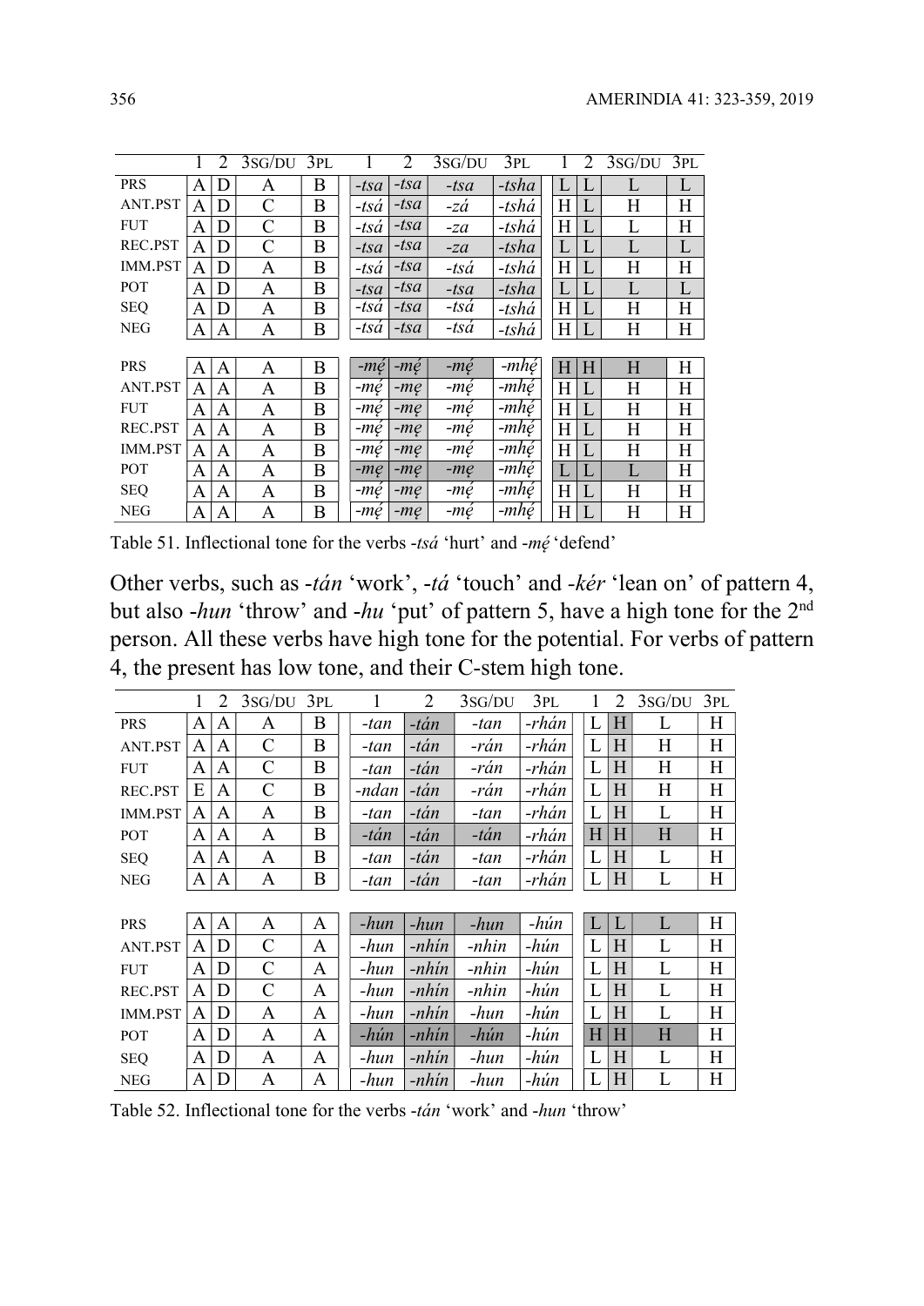| | 1 | 2 | 3SG/DU | 3PL | 1 | 2 | 3SG/DU | 3PL | 1 | 2 | 3SG/DU | 3PL |
|---|---|---|---|---|---|---|---|---|---|---|---|---|
| PRS | A | D | A | B | *-tsa* | *-tsa* | *-tsa* | *-tsha* | L | L | L | L |
| ANT.PST | A | D | C | B | *-tsá* | *-tsa* | *-zá* | *-tshá* | H | L | H | H |
| FUT | A | D | C | B | *-tsá* | *-tsa* | *-za* | *-tshá* | H | L | L | H |
| REC.PST | A | D | C | B | *-tsa* | *-tsa* | *-za* | *-tsha* | L | L | L | L |
| IMM.PST | A | D | A | B | *-tsá* | *-tsa* | *-tsá* | *-tshá* | H | L | H | H |
| POT | A | D | A | B | *-tsa* | *-tsa* | *-tsa* | *-tsha* | L | L | L | L |
| SEQ | A | D | A | B | *-tsá* | *-tsa* | *-tsá* | *-tshá* | H | L | H | H |
| NEG | A | A | A | B | *-tsá* | *-tsa* | *-tsá* | *-tshá* | H | L | H | H |
| | | | | | | | | | | | | |
| PRS | A | A | A | B | *-mę́* | *-mę́* | *-mę́* | *-mhę́* | H | H | H | H |
| ANT.PST | A | A | A | B | *-mę́* | *-mę* | *-mę́* | *-mhę́* | H | L | H | H |
| FUT | A | A | A | B | *-mę́* | *-mę* | *-mę́* | *-mhę́* | H | L | H | H |
| REC.PST | A | A | A | B | *-mę́* | *-mę* | *-mę́* | *-mhę́* | H | L | H | H |
| IMM.PST | A | A | A | B | *-mę́* | *-mę* | *-mę́* | *-mhę́* | H | L | H | H |
| POT | A | A | A | B | *-mę* | *-mę* | *-mę* | *-mhę́* | L | L | L | H |
| SEQ | A | A | A | B | *-mę́* | *-mę* | *-mę́* | *-mhę́* | H | L | H | H |
| NEG | A | A | A | B | *-mę́* | *-mę* | *-mę́* | *-mhę́* | H | L | H | H |

Table 51. Inflectional tone for the verbs *-tsá* 'hurt' and *-mę́* 'defend'

Other verbs, such as *-tán* 'work', *-tá* 'touch' and *-kér* 'lean on' of pattern 4, but also *-hun* 'throw' and *-hu* 'put' of pattern 5, have a high tone for the 2nd person. All these verbs have high tone for the potential. For verbs of pattern 4, the present has low tone, and their C-stem high tone.

| | 1 | 2 | 3SG/DU | 3PL | 1 | 2 | 3SG/DU | 3PL | 1 | 2 | 3SG/DU | 3PL |
|---|---|---|---|---|---|---|---|---|---|---|---|---|
| PRS | A | A | A | B | *-tan* | *-tán* | *-tan* | *-rhán* | L | H | L | H |
| ANT.PST | A | A | C | B | *-tan* | *-tán* | *-rán* | *-rhán* | L | H | H | H |
| FUT | A | A | C | B | *-tan* | *-tán* | *-rán* | *-rhán* | L | H | H | H |
| REC.PST | E | A | C | B | *-ndan* | *-tán* | *-rán* | *-rhán* | L | H | H | H |
| IMM.PST | A | A | A | B | *-tan* | *-tán* | *-tan* | *-rhán* | L | H | L | H |
| POT | A | A | A | B | *-tán* | *-tán* | *-tán* | *-rhán* | H | H | H | H |
| SEQ | A | A | A | B | *-tan* | *-tán* | *-tan* | *-rhán* | L | H | L | H |
| NEG | A | A | A | B | *-tan* | *-tán* | *-tan* | *-rhán* | L | H | L | H |
| | | | | | | | | | | | | |
| PRS | A | A | A | A | *-hun* | *-hun* | *-hun* | *-hún* | L | L | L | H |
| ANT.PST | A | D | C | A | *-hun* | *-nhín* | *-nhin* | *-hún* | L | H | L | H |
| FUT | A | D | C | A | *-hun* | *-nhín* | *-nhin* | *-hún* | L | H | L | H |
| REC.PST | A | D | C | A | *-hun* | *-nhín* | *-nhin* | *-hún* | L | H | L | H |
| IMM.PST | A | D | A | A | *-hun* | *-nhín* | *-hun* | *-hún* | L | H | L | H |
| POT | A | D | A | A | *-hún* | *-nhín* | *-hún* | *-hún* | H | H | H | H |
| SEQ | A | D | A | A | *-hun* | *-nhín* | *-hun* | *-hún* | L | H | L | H |
| NEG | A | D | A | A | *-hun* | *-nhín* | *-hun* | *-hún* | L | H | L | H |

Table 52. Inflectional tone for the verbs *-tán* 'work' and *-hun* 'throw'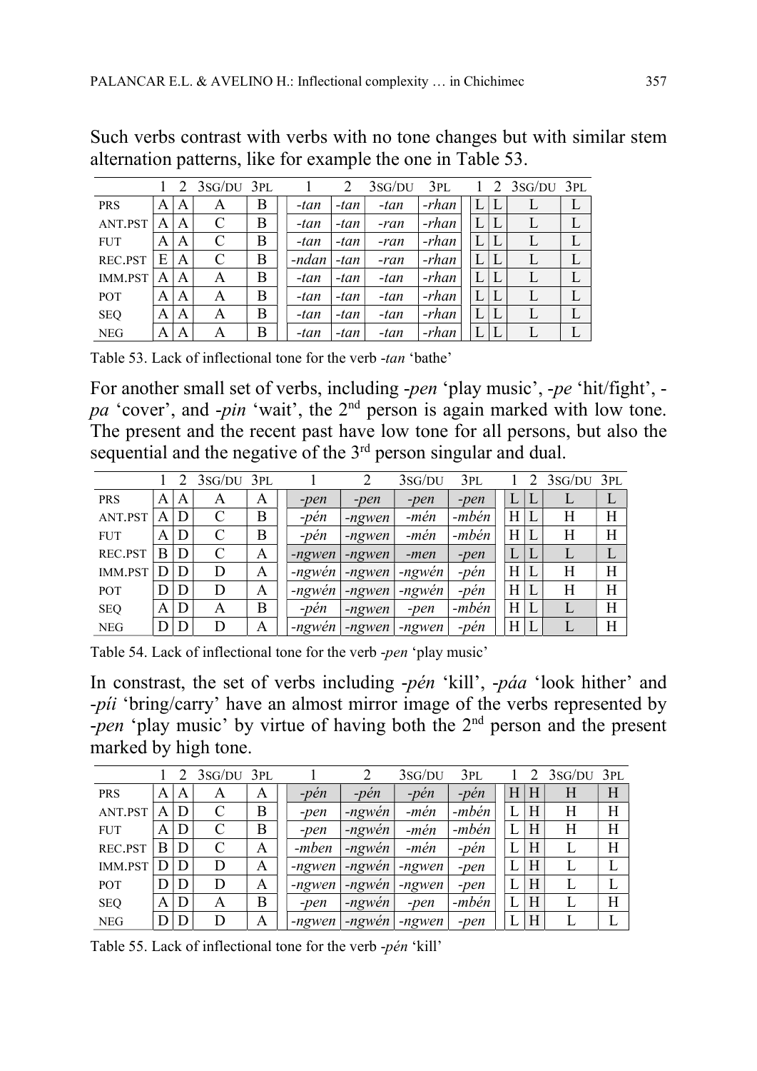Such verbs contrast with verbs with no tone changes but with similar stem alternation patterns, like for example the one in Table 53.

| | 1 | 2 | 3SG/DU | 3PL | 1 | 2 | 3SG/DU | 3PL | 1 | 2 | 3SG/DU | 3PL |
|---|---|---|---|---|---|---|---|---|---|---|---|---|
| PRS | A | A | A | B | *-tan* | *-tan* | *-tan* | *-rhan* | L | L | L | L |
| ANT.PST | A | A | C | B | *-tan* | *-tan* | *-ran* | *-rhan* | L | L | L | L |
| FUT | A | A | C | B | *-tan* | *-tan* | *-ran* | *-rhan* | L | L | L | L |
| REC.PST | E | A | C | B | *-ndan* | *-tan* | *-ran* | *-rhan* | L | L | L | L |
| IMM.PST | A | A | A | B | *-tan* | *-tan* | *-tan* | *-rhan* | L | L | L | L |
| POT | A | A | A | B | *-tan* | *-tan* | *-tan* | *-rhan* | L | L | L | L |
| SEQ | A | A | A | B | *-tan* | *-tan* | *-tan* | *-rhan* | L | L | L | L |
| NEG | A | A | A | B | *-tan* | *-tan* | *-tan* | *-rhan* | L | L | L | L |

Table 53. Lack of inflectional tone for the verb *-tan* 'bathe'

For another small set of verbs, including *-pen* 'play music', *-pe* 'hit/fight', *-pa* 'cover', and *-pin* 'wait', the 2nd person is again marked with low tone. The present and the recent past have low tone for all persons, but also the sequential and the negative of the 3rd person singular and dual.

| | 1 | 2 | 3SG/DU | 3PL | 1 | 2 | 3SG/DU | 3PL | 1 | 2 | 3SG/DU | 3PL |
|---|---|---|---|---|---|---|---|---|---|---|---|---|
| PRS | A | A | A | A | *-pen* | *-pen* | *-pen* | *-pen* | L | L | L | L |
| ANT.PST | A | D | C | B | *-pén* | *-ngwen* | *-mén* | *-mbén* | H | L | H | H |
| FUT | A | D | C | B | *-pén* | *-ngwen* | *-mén* | *-mbén* | H | L | H | H |
| REC.PST | B | D | C | A | *-ngwen* | *-ngwen* | *-men* | *-pen* | L | L | L | L |
| IMM.PST | D | D | D | A | *-ngwén* | *-ngwen* | *-ngwén* | *-pén* | H | L | H | H |
| POT | D | D | D | A | *-ngwén* | *-ngwen* | *-ngwén* | *-pén* | H | L | H | H |
| SEQ | A | D | A | B | *-pén* | *-ngwen* | *-pen* | *-mbén* | H | L | L | H |
| NEG | D | D | D | A | *-ngwén* | *-ngwen* | *-ngwen* | *-pén* | H | L | L | H |

Table 54. Lack of inflectional tone for the verb *-pen* 'play music'

In constrast, the set of verbs including *-pén* 'kill', *-páa* 'look hither' and *-píi* 'bring/carry' have an almost mirror image of the verbs represented by *-pen* 'play music' by virtue of having both the 2nd person and the present marked by high tone.

| | 1 | 2 | 3SG/DU | 3PL | 1 | 2 | 3SG/DU | 3PL | 1 | 2 | 3SG/DU | 3PL |
|---|---|---|---|---|---|---|---|---|---|---|---|---|
| PRS | A | A | A | A | *-pén* | *-pén* | *-pén* | *-pén* | H | H | H | H |
| ANT.PST | A | D | C | B | *-pen* | *-ngwén* | *-mén* | *-mbén* | L | H | H | H |
| FUT | A | D | C | B | *-pen* | *-ngwén* | *-mén* | *-mbén* | L | H | H | H |
| REC.PST | B | D | C | A | *-mben* | *-ngwén* | *-mén* | *-pén* | L | H | L | H |
| IMM.PST | D | D | D | A | *-ngwen* | *-ngwén* | *-ngwen* | *-pen* | L | H | L | L |
| POT | D | D | D | A | *-ngwen* | *-ngwén* | *-ngwen* | *-pen* | L | H | L | L |
| SEQ | A | D | A | B | *-pen* | *-ngwén* | *-pen* | *-mbén* | L | H | L | H |
| NEG | D | D | D | A | *-ngwen* | *-ngwén* | *-ngwen* | *-pen* | L | H | L | L |

Table 55. Lack of inflectional tone for the verb *-pén* 'kill'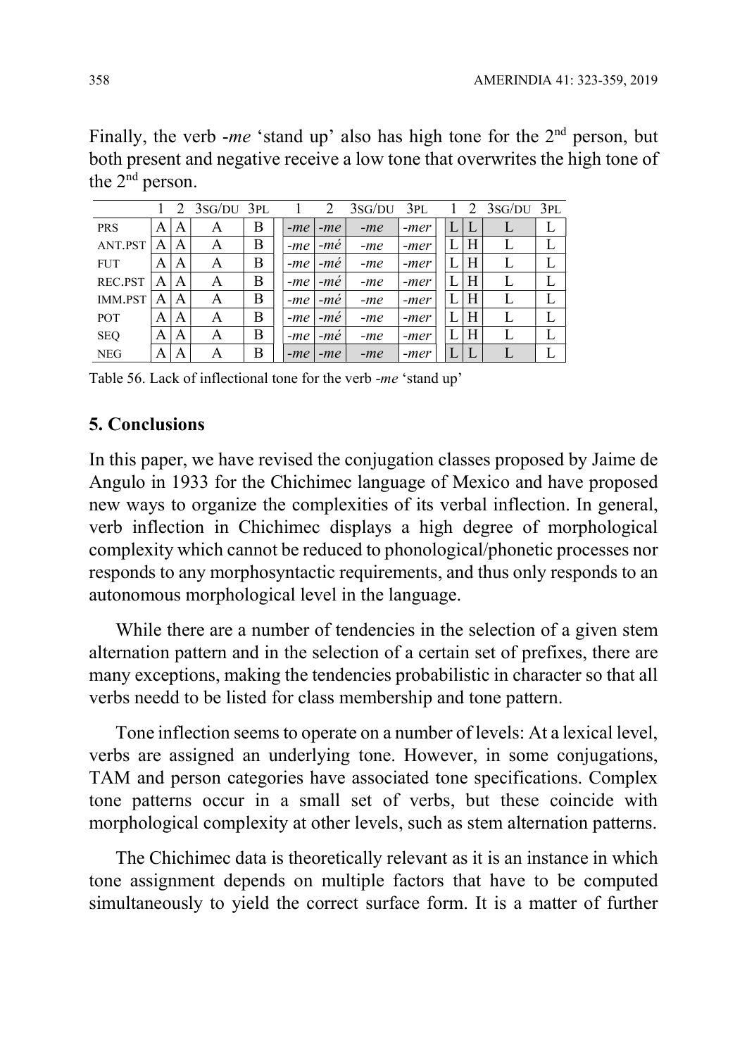Finally, the verb *-me* 'stand up' also has high tone for the 2nd person, but both present and negative receive a low tone that overwrites the high tone of the 2nd person.

| | 1 | 2 | 3SG/DU | 3PL | 1 | 2 | 3SG/DU | 3PL | 1 | 2 | 3SG/DU | 3PL |
|---|---|---|---|---|---|---|---|---|---|---|---|---|
| PRS | A | A | A | B | *-me* | *-me* | *-me* | *-mer* | L | L | L | L |
| ANT.PST | A | A | A | B | *-me* | *-mé* | *-me* | *-mer* | L | H | L | L |
| FUT | A | A | A | B | *-me* | *-mé* | *-me* | *-mer* | L | H | L | L |
| REC.PST | A | A | A | B | *-me* | *-mé* | *-me* | *-mer* | L | H | L | L |
| IMM.PST | A | A | A | B | *-me* | *-mé* | *-me* | *-mer* | L | H | L | L |
| POT | A | A | A | B | *-me* | *-mé* | *-me* | *-mer* | L | H | L | L |
| SEQ | A | A | A | B | *-me* | *-mé* | *-me* | *-mer* | L | H | L | L |
| NEG | A | A | A | B | *-me* | *-me* | *-me* | *-mer* | L | L | L | L |

Table 56. Lack of inflectional tone for the verb *-me* 'stand up'

## 5. Conclusions

In this paper, we have revised the conjugation classes proposed by Jaime de Angulo in 1933 for the Chichimec language of Mexico and have proposed new ways to organize the complexities of its verbal inflection. In general, verb inflection in Chichimec displays a high degree of morphological complexity which cannot be reduced to phonological/phonetic processes nor responds to any morphosyntactic requirements, and thus only responds to an autonomous morphological level in the language.

While there are a number of tendencies in the selection of a given stem alternation pattern and in the selection of a certain set of prefixes, there are many exceptions, making the tendencies probabilistic in character so that all verbs needd to be listed for class membership and tone pattern.

Tone inflection seems to operate on a number of levels: At a lexical level, verbs are assigned an underlying tone. However, in some conjugations, TAM and person categories have associated tone specifications. Complex tone patterns occur in a small set of verbs, but these coincide with morphological complexity at other levels, such as stem alternation patterns.

The Chichimec data is theoretically relevant as it is an instance in which tone assignment depends on multiple factors that have to be computed simultaneously to yield the correct surface form. It is a matter of further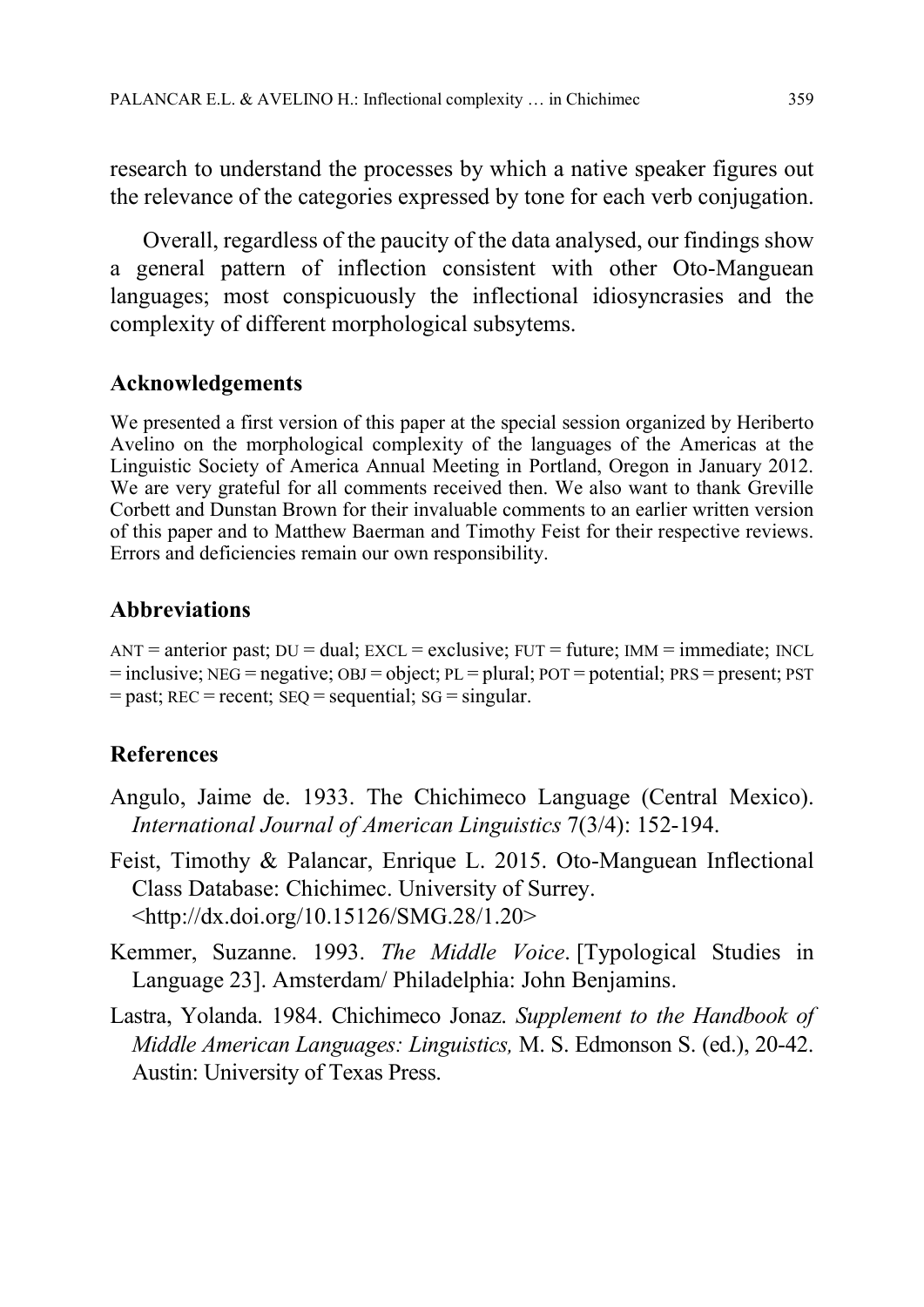research to understand the processes by which a native speaker figures out the relevance of the categories expressed by tone for each verb conjugation.

Overall, regardless of the paucity of the data analysed, our findings show a general pattern of inflection consistent with other Oto-Manguean languages; most conspicuously the inflectional idiosyncrasies and the complexity of different morphological subsytems.

## Acknowledgements

We presented a first version of this paper at the special session organized by Heriberto Avelino on the morphological complexity of the languages of the Americas at the Linguistic Society of America Annual Meeting in Portland, Oregon in January 2012. We are very grateful for all comments received then. We also want to thank Greville Corbett and Dunstan Brown for their invaluable comments to an earlier written version of this paper and to Matthew Baerman and Timothy Feist for their respective reviews. Errors and deficiencies remain our own responsibility.

## Abbreviations

ANT = anterior past; DU = dual; EXCL = exclusive; FUT = future; IMM = immediate; INCL = inclusive; NEG = negative; OBJ = object; PL = plural; POT = potential; PRS = present; PST = past; REC = recent; SEQ = sequential; SG = singular.

## References

Angulo, Jaime de. 1933. The Chichimeco Language (Central Mexico). *International Journal of American Linguistics* 7(3/4): 152-194.

Feist, Timothy & Palancar, Enrique L. 2015. Oto-Manguean Inflectional Class Database: Chichimec. University of Surrey. <http://dx.doi.org/10.15126/SMG.28/1.20>

Kemmer, Suzanne. 1993. *The Middle Voice*. [Typological Studies in Language 23]. Amsterdam/ Philadelphia: John Benjamins.

Lastra, Yolanda. 1984. Chichimeco Jonaz. *Supplement to the Handbook of Middle American Languages: Linguistics,* M. S. Edmonson S. (ed.), 20-42. Austin: University of Texas Press.